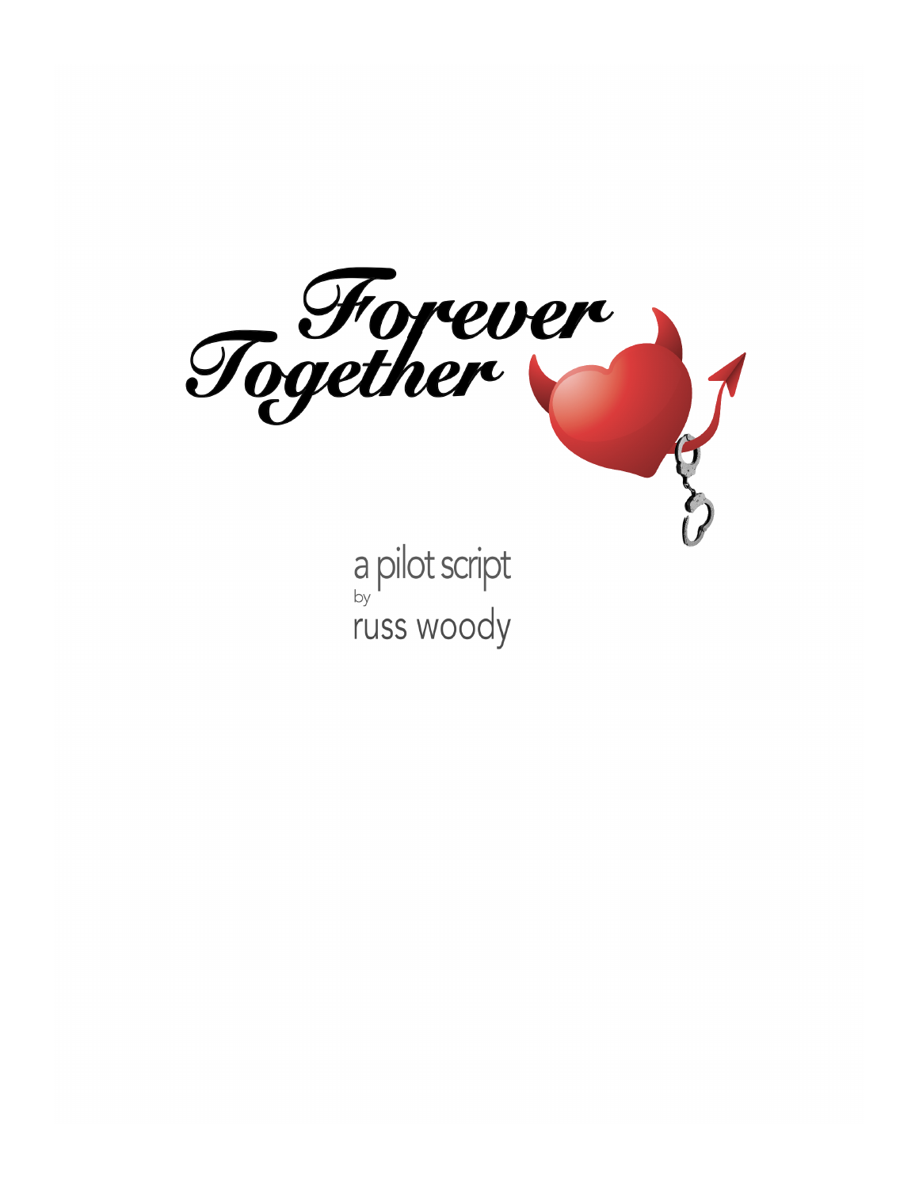# Forever Together

a pilot script

by

russ woody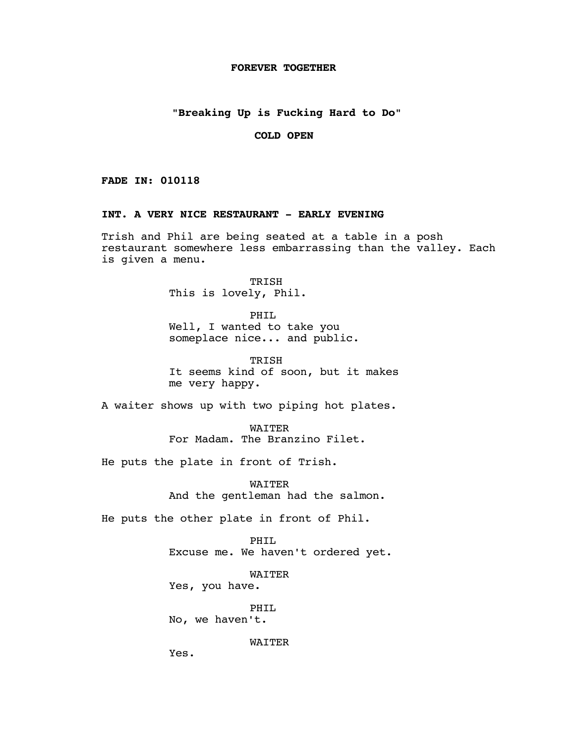**FOREVER TOGETHER**

**"Breaking Up is Fucking Hard to Do"**

**COLD OPEN**

**FADE IN: 010118**

**INT. A VERY NICE RESTAURANT - EARLY EVENING**

Trish and Phil are being seated at a table in a posh restaurant somewhere less embarrassing than the valley. Each is given a menu.

TRISH
This is lovely, Phil.

PHIL
Well, I wanted to take you someplace nice... and public.

TRISH
It seems kind of soon, but it makes me very happy.

A waiter shows up with two piping hot plates.

WAITER
For Madam. The Branzino Filet.

He puts the plate in front of Trish.

WAITER
And the gentleman had the salmon.

He puts the other plate in front of Phil.

PHIL
Excuse me. We haven't ordered yet.

WAITER
Yes, you have.

PHIL
No, we haven't.

WAITER
Yes.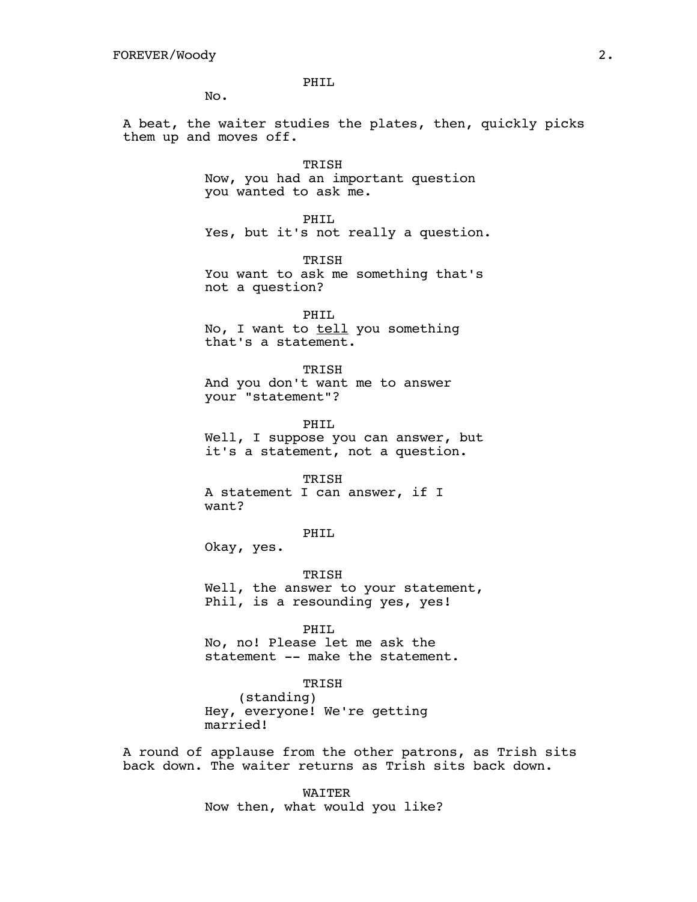PHIL

No.

A beat, the waiter studies the plates, then, quickly picks them up and moves off.

TRISH

Now, you had an important question you wanted to ask me.

PHIL

Yes, but it's not really a question.

TRISH

You want to ask me something that's not a question?

PHIL

No, I want to tell you something that's a statement.

TRISH

And you don't want me to answer your "statement"?

PHIL

Well, I suppose you can answer, but it's a statement, not a question.

TRISH

A statement I can answer, if I want?

PHIL

Okay, yes.

TRISH

Well, the answer to your statement, Phil, is a resounding yes, yes!

PHIL

No, no! Please let me ask the statement -- make the statement.

TRISH

(standing)

Hey, everyone! We're getting married!

A round of applause from the other patrons, as Trish sits back down. The waiter returns as Trish sits back down.

WAITER

Now then, what would you like?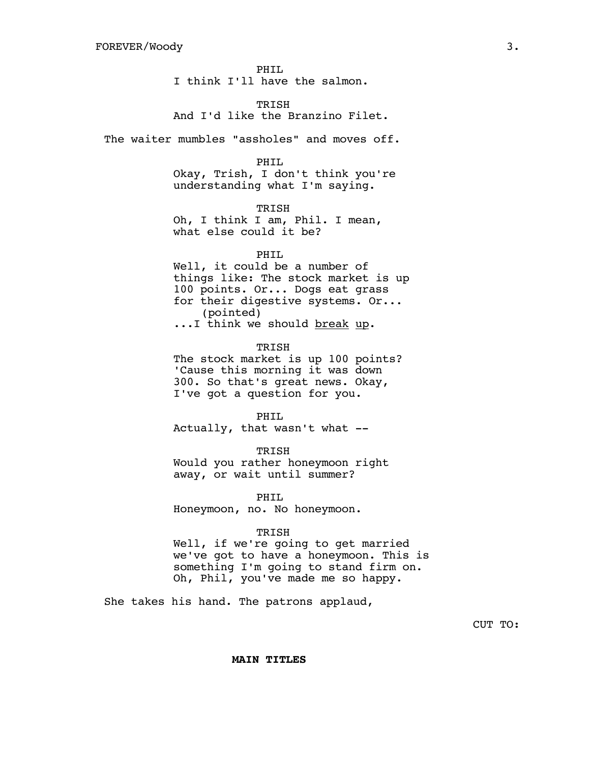PHIL
I think I'll have the salmon.

TRISH
And I'd like the Branzino Filet.

The waiter mumbles "assholes" and moves off.

PHIL
Okay, Trish, I don't think you're understanding what I'm saying.

TRISH
Oh, I think I am, Phil. I mean, what else could it be?

PHIL
Well, it could be a number of things like: The stock market is up 100 points. Or... Dogs eat grass for their digestive systems. Or...
(pointed)
...I think we should <u>break</u> <u>up</u>.

TRISH
The stock market is up 100 points? 'Cause this morning it was down 300. So that's great news. Okay, I've got a question for you.

PHIL
Actually, that wasn't what --

TRISH
Would you rather honeymoon right away, or wait until summer?

PHIL
Honeymoon, no. No honeymoon.

TRISH
Well, if we're going to get married we've got to have a honeymoon. This is something I'm going to stand firm on. Oh, Phil, you've made me so happy.

She takes his hand. The patrons applaud,

CUT TO:

**MAIN TITLES**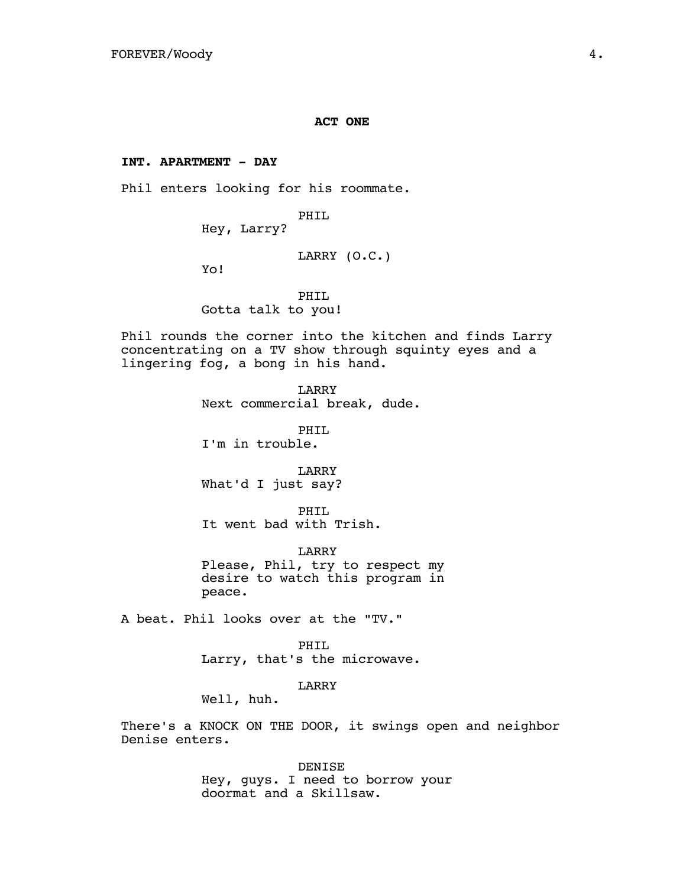**ACT ONE**

**INT. APARTMENT - DAY**

Phil enters looking for his roommate.

PHIL
Hey, Larry?

LARRY (O.C.)
Yo!

PHIL
Gotta talk to you!

Phil rounds the corner into the kitchen and finds Larry concentrating on a TV show through squinty eyes and a lingering fog, a bong in his hand.

LARRY
Next commercial break, dude.

PHIL
I'm in trouble.

LARRY
What'd I just say?

PHIL
It went bad with Trish.

LARRY
Please, Phil, try to respect my desire to watch this program in peace.

A beat. Phil looks over at the "TV."

PHIL
Larry, that's the microwave.

LARRY
Well, huh.

There's a KNOCK ON THE DOOR, it swings open and neighbor Denise enters.

DENISE
Hey, guys. I need to borrow your doormat and a Skillsaw.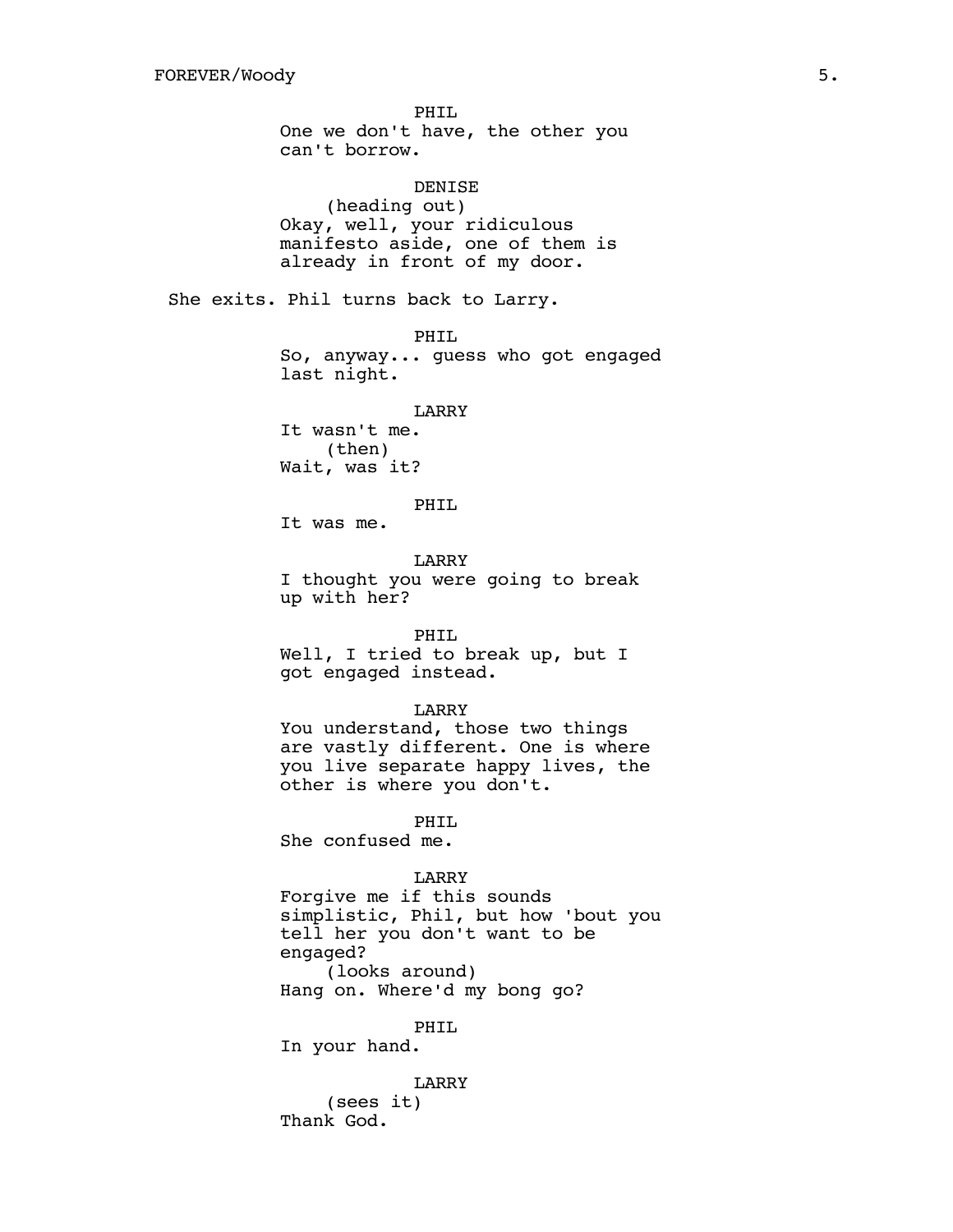PHIL
One we don't have, the other you can't borrow.

DENISE
(heading out)
Okay, well, your ridiculous manifesto aside, one of them is already in front of my door.

She exits. Phil turns back to Larry.

PHIL
So, anyway... guess who got engaged last night.

LARRY
It wasn't me.
(then)
Wait, was it?

PHIL
It was me.

LARRY
I thought you were going to break up with her?

PHIL
Well, I tried to break up, but I got engaged instead.

LARRY
You understand, those two things are vastly different. One is where you live separate happy lives, the other is where you don't.

PHIL
She confused me.

LARRY
Forgive me if this sounds simplistic, Phil, but how 'bout you tell her you don't want to be engaged?
(looks around)
Hang on. Where'd my bong go?

PHIL
In your hand.

LARRY
(sees it)
Thank God.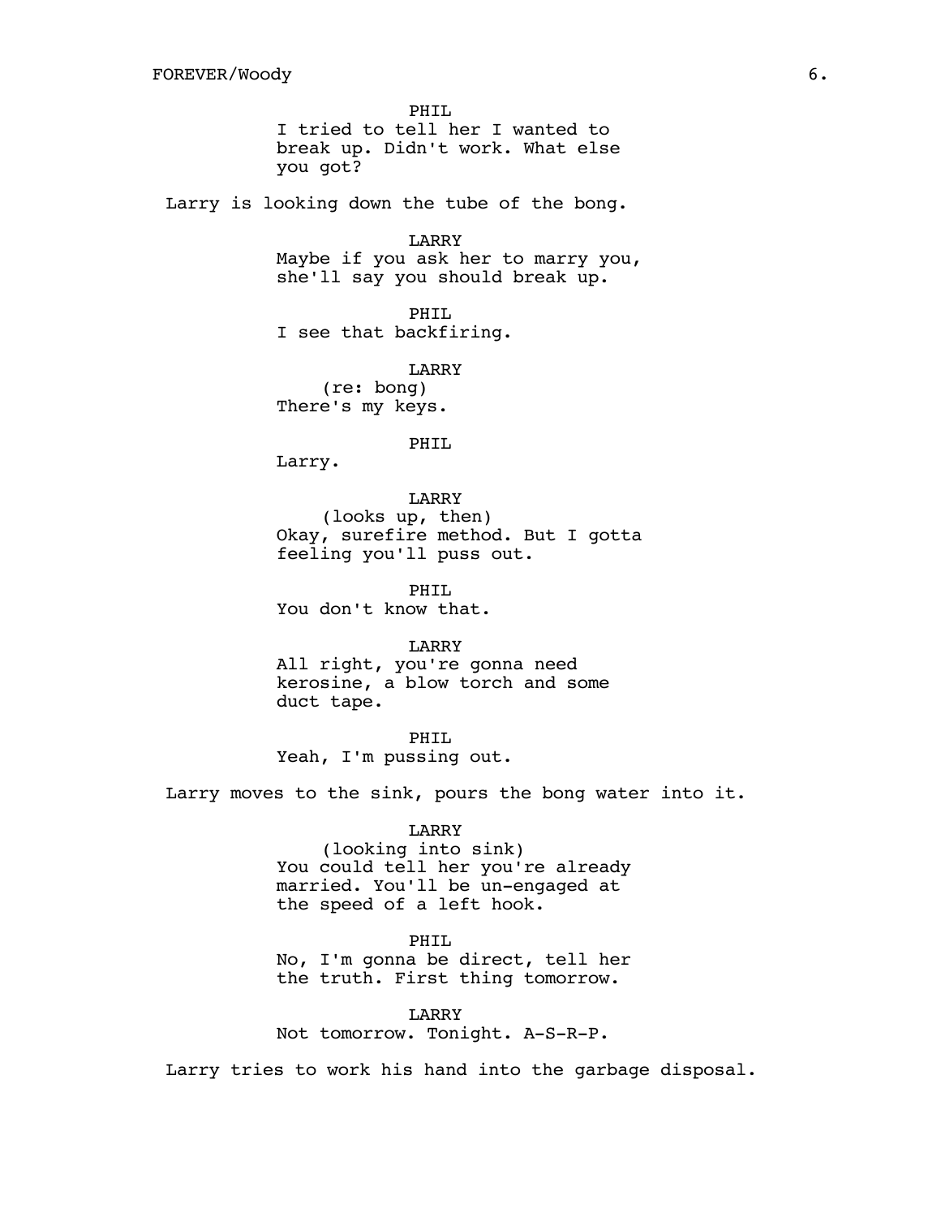PHIL
I tried to tell her I wanted to break up. Didn't work. What else you got?

Larry is looking down the tube of the bong.

LARRY
Maybe if you ask her to marry you, she'll say you should break up.

PHIL
I see that backfiring.

LARRY
(re: bong)
There's my keys.

PHIL
Larry.

LARRY
(looks up, then)
Okay, surefire method. But I gotta feeling you'll puss out.

PHIL
You don't know that.

LARRY
All right, you're gonna need kerosine, a blow torch and some duct tape.

PHIL
Yeah, I'm pussing out.

Larry moves to the sink, pours the bong water into it.

LARRY
(looking into sink)
You could tell her you're already married. You'll be un-engaged at the speed of a left hook.

PHIL
No, I'm gonna be direct, tell her the truth. First thing tomorrow.

LARRY
Not tomorrow. Tonight. A-S-R-P.

Larry tries to work his hand into the garbage disposal.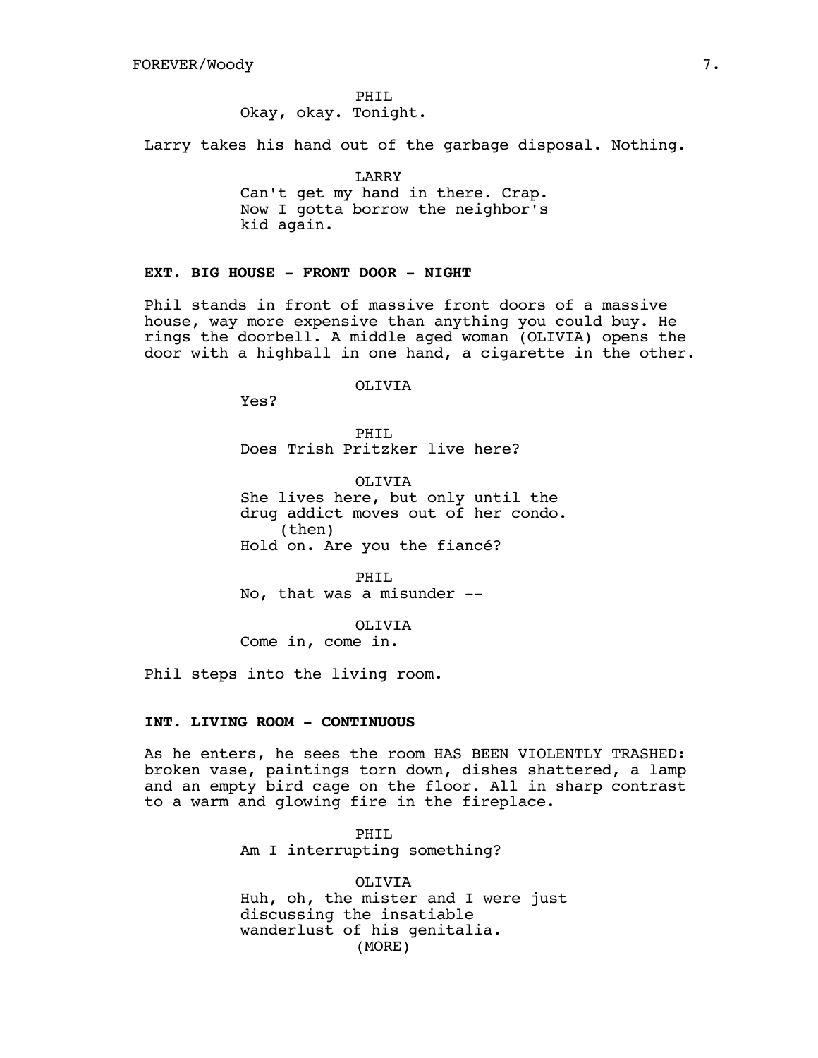PHIL
Okay, okay. Tonight.

Larry takes his hand out of the garbage disposal. Nothing.

LARRY
Can't get my hand in there. Crap.
Now I gotta borrow the neighbor's
kid again.

**EXT. BIG HOUSE - FRONT DOOR - NIGHT**

Phil stands in front of massive front doors of a massive house, way more expensive than anything you could buy. He rings the doorbell. A middle aged woman (OLIVIA) opens the door with a highball in one hand, a cigarette in the other.

OLIVIA
Yes?

PHIL
Does Trish Pritzker live here?

OLIVIA
She lives here, but only until the
drug addict moves out of her condo.
(then)
Hold on. Are you the fiancé?

PHIL
No, that was a misunder --

OLIVIA
Come in, come in.

Phil steps into the living room.

**INT. LIVING ROOM - CONTINUOUS**

As he enters, he sees the room HAS BEEN VIOLENTLY TRASHED: broken vase, paintings torn down, dishes shattered, a lamp and an empty bird cage on the floor. All in sharp contrast to a warm and glowing fire in the fireplace.

PHIL
Am I interrupting something?

OLIVIA
Huh, oh, the mister and I were just
discussing the insatiable
wanderlust of his genitalia.
(MORE)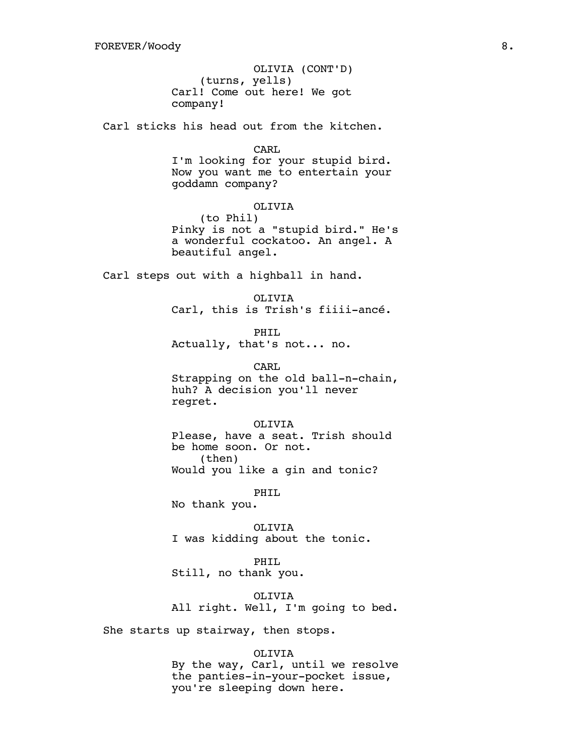OLIVIA (CONT'D)
(turns, yells)
Carl! Come out here! We got company!

Carl sticks his head out from the kitchen.

CARL
I'm looking for your stupid bird. Now you want me to entertain your goddamn company?

OLIVIA
(to Phil)
Pinky is not a "stupid bird." He's a wonderful cockatoo. An angel. A beautiful angel.

Carl steps out with a highball in hand.

OLIVIA
Carl, this is Trish's fiiii-ancé.

PHIL
Actually, that's not... no.

CARL
Strapping on the old ball-n-chain, huh? A decision you'll never regret.

OLIVIA
Please, have a seat. Trish should be home soon. Or not.
(then)
Would you like a gin and tonic?

PHIL
No thank you.

OLIVIA
I was kidding about the tonic.

PHIL
Still, no thank you.

OLIVIA
All right. Well, I'm going to bed.

She starts up stairway, then stops.

OLIVIA
By the way, Carl, until we resolve the panties-in-your-pocket issue, you're sleeping down here.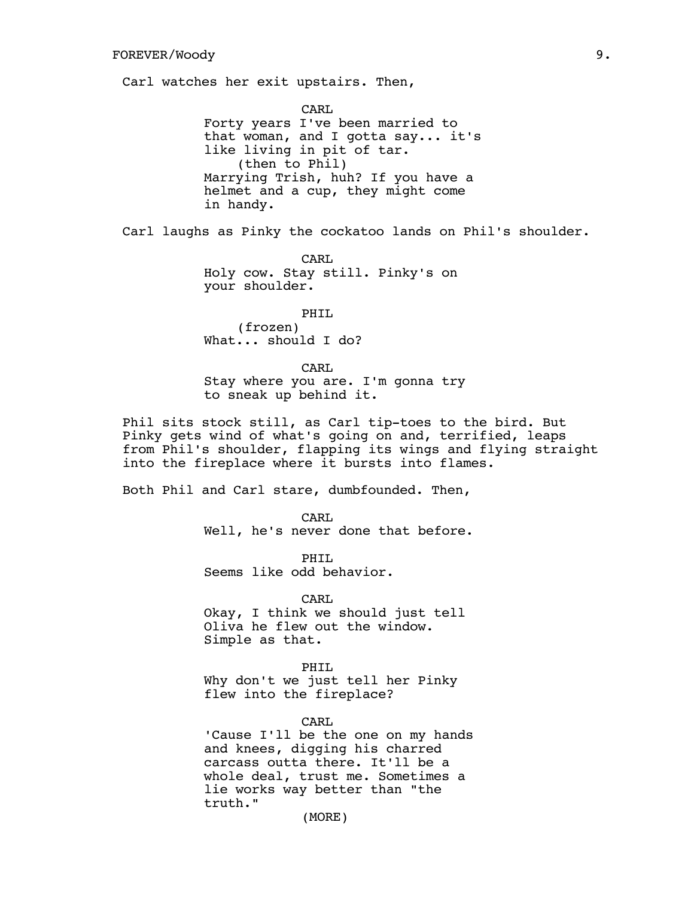Carl watches her exit upstairs. Then,

CARL
Forty years I've been married to that woman, and I gotta say... it's like living in pit of tar.
(then to Phil)
Marrying Trish, huh? If you have a helmet and a cup, they might come in handy.

Carl laughs as Pinky the cockatoo lands on Phil's shoulder.

CARL
Holy cow. Stay still. Pinky's on your shoulder.

PHIL
(frozen)
What... should I do?

CARL
Stay where you are. I'm gonna try to sneak up behind it.

Phil sits stock still, as Carl tip-toes to the bird. But Pinky gets wind of what's going on and, terrified, leaps from Phil's shoulder, flapping its wings and flying straight into the fireplace where it bursts into flames.

Both Phil and Carl stare, dumbfounded. Then,

CARL
Well, he's never done that before.

PHIL
Seems like odd behavior.

CARL
Okay, I think we should just tell Oliva he flew out the window. Simple as that.

PHIL
Why don't we just tell her Pinky flew into the fireplace?

CARL
'Cause I'll be the one on my hands and knees, digging his charred carcass outta there. It'll be a whole deal, trust me. Sometimes a lie works way better than "the truth."
(MORE)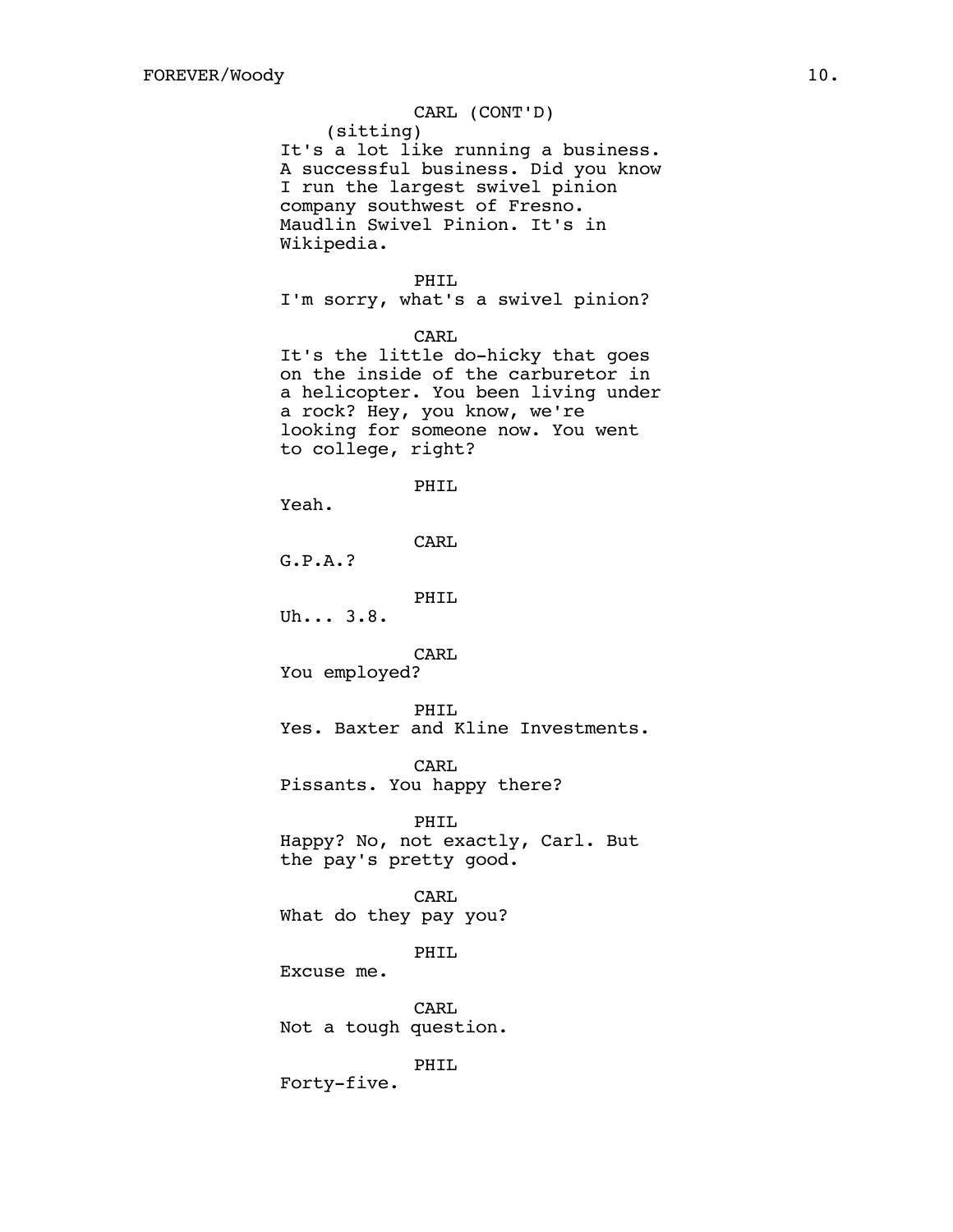CARL (CONT'D)
(sitting)
It's a lot like running a business. A successful business. Did you know I run the largest swivel pinion company southwest of Fresno. Maudlin Swivel Pinion. It's in Wikipedia.

PHIL
I'm sorry, what's a swivel pinion?

CARL
It's the little do-hicky that goes on the inside of the carburetor in a helicopter. You been living under a rock? Hey, you know, we're looking for someone now. You went to college, right?

PHIL
Yeah.

CARL
G.P.A.?

PHIL
Uh... 3.8.

CARL
You employed?

PHIL
Yes. Baxter and Kline Investments.

CARL
Pissants. You happy there?

PHIL
Happy? No, not exactly, Carl. But the pay's pretty good.

CARL
What do they pay you?

PHIL
Excuse me.

CARL
Not a tough question.

PHIL
Forty-five.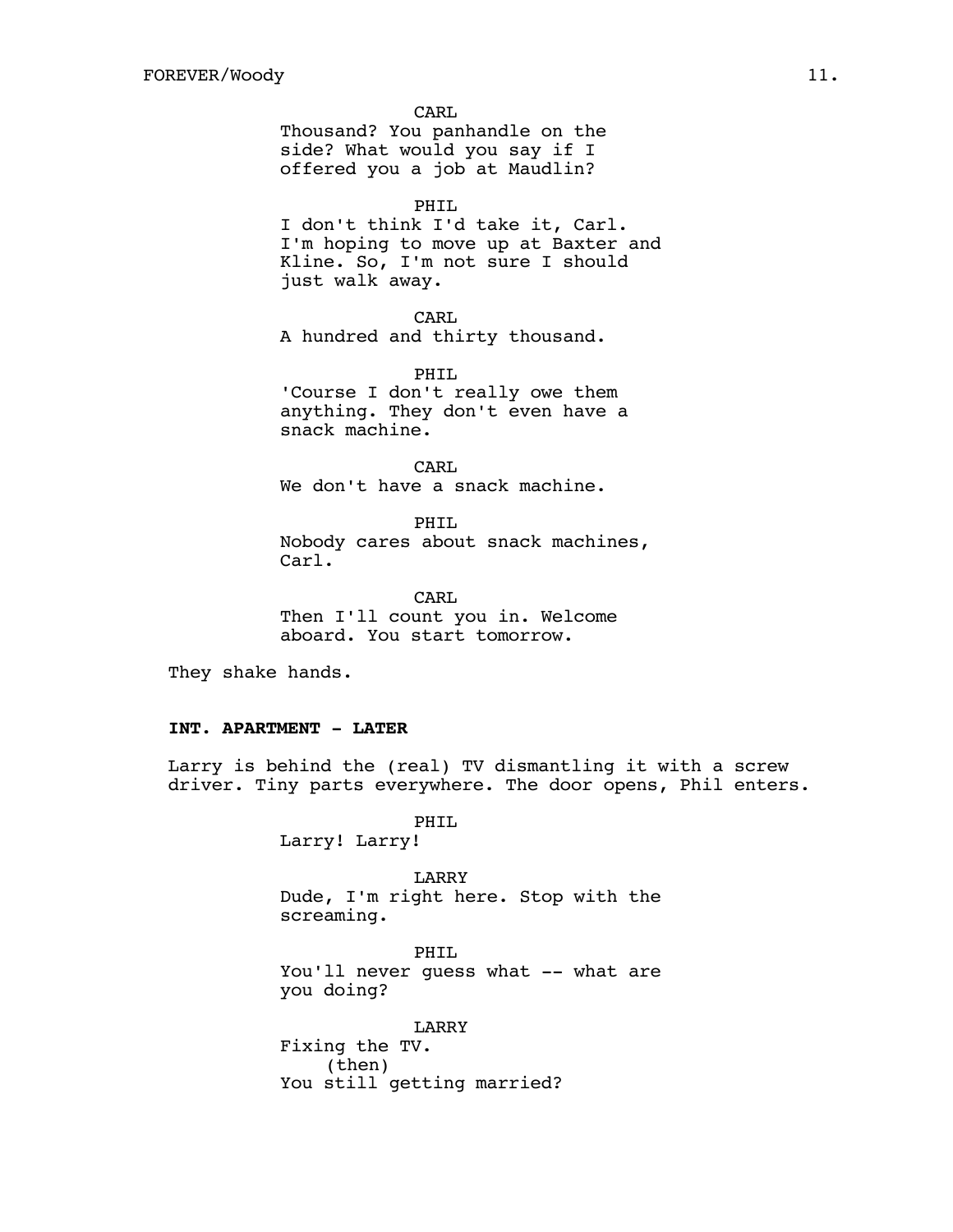CARL
Thousand? You panhandle on the side? What would you say if I offered you a job at Maudlin?

PHIL
I don't think I'd take it, Carl. I'm hoping to move up at Baxter and Kline. So, I'm not sure I should just walk away.

CARL
A hundred and thirty thousand.

PHIL
'Course I don't really owe them anything. They don't even have a snack machine.

CARL
We don't have a snack machine.

PHIL
Nobody cares about snack machines, Carl.

CARL
Then I'll count you in. Welcome aboard. You start tomorrow.

They shake hands.

**INT. APARTMENT - LATER**

Larry is behind the (real) TV dismantling it with a screw driver. Tiny parts everywhere. The door opens, Phil enters.

PHIL
Larry! Larry!

LARRY
Dude, I'm right here. Stop with the screaming.

PHIL
You'll never guess what -- what are you doing?

LARRY
Fixing the TV.
(then)
You still getting married?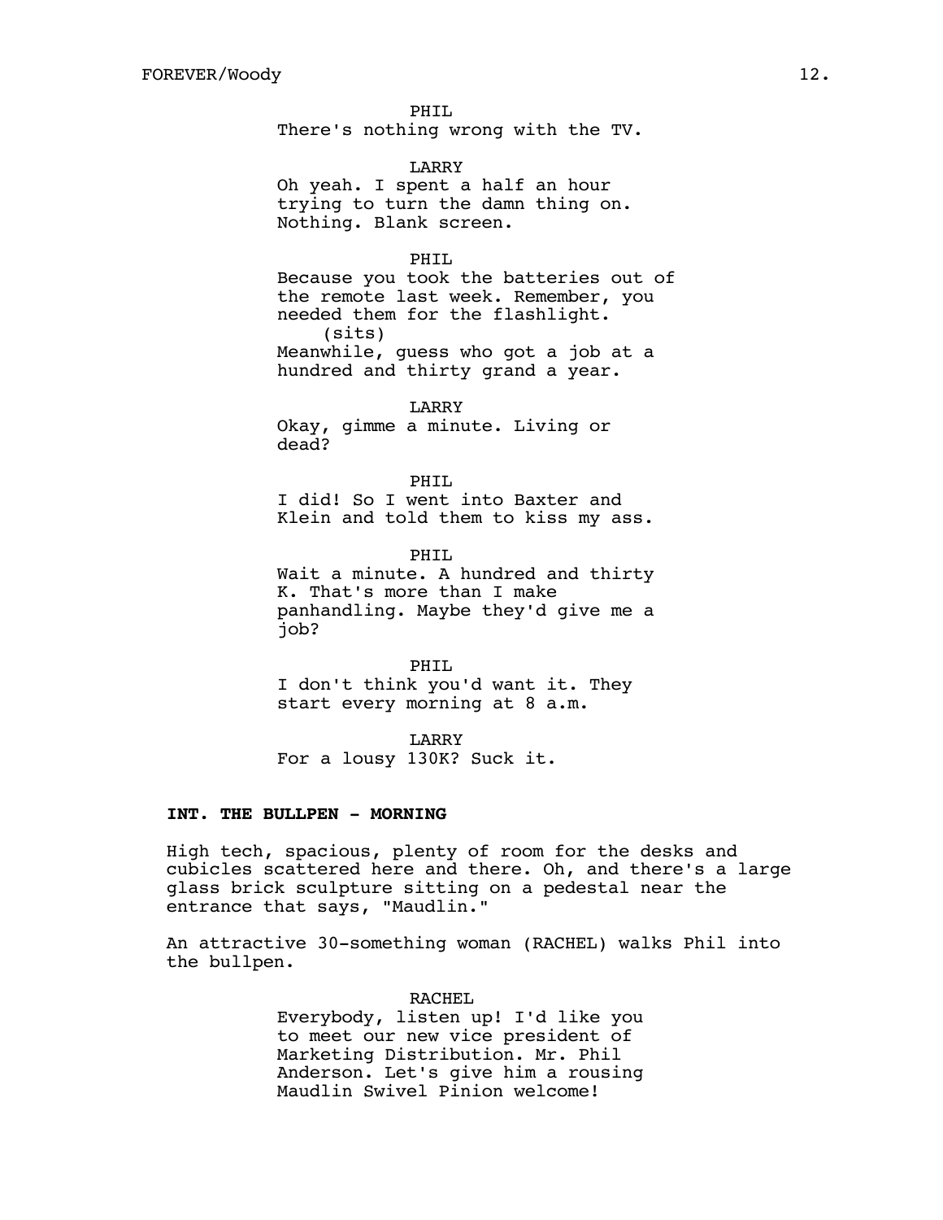PHIL
There's nothing wrong with the TV.

LARRY
Oh yeah. I spent a half an hour trying to turn the damn thing on. Nothing. Blank screen.

PHIL
Because you took the batteries out of the remote last week. Remember, you needed them for the flashlight.
(sits)
Meanwhile, guess who got a job at a hundred and thirty grand a year.

LARRY
Okay, gimme a minute. Living or dead?

PHIL
I did! So I went into Baxter and Klein and told them to kiss my ass.

PHIL
Wait a minute. A hundred and thirty K. That's more than I make panhandling. Maybe they'd give me a job?

PHIL
I don't think you'd want it. They start every morning at 8 a.m.

LARRY
For a lousy 130K? Suck it.

**INT. THE BULLPEN - MORNING**

High tech, spacious, plenty of room for the desks and cubicles scattered here and there. Oh, and there's a large glass brick sculpture sitting on a pedestal near the entrance that says, "Maudlin."

An attractive 30-something woman (RACHEL) walks Phil into the bullpen.

RACHEL
Everybody, listen up! I'd like you to meet our new vice president of Marketing Distribution. Mr. Phil Anderson. Let's give him a rousing Maudlin Swivel Pinion welcome!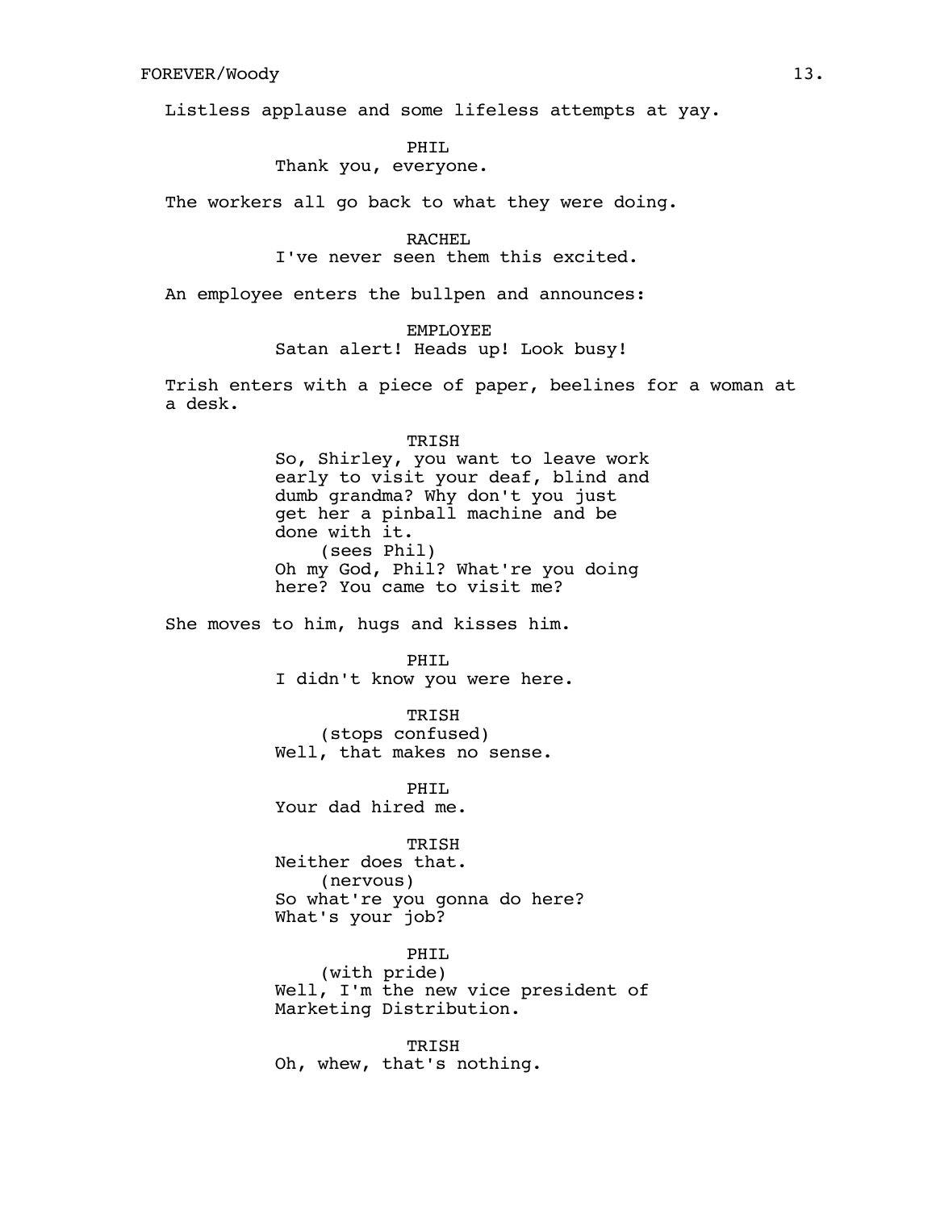Listless applause and some lifeless attempts at yay.

PHIL
Thank you, everyone.

The workers all go back to what they were doing.

RACHEL
I've never seen them this excited.

An employee enters the bullpen and announces:

EMPLOYEE
Satan alert! Heads up! Look busy!

Trish enters with a piece of paper, beelines for a woman at a desk.

TRISH
So, Shirley, you want to leave work early to visit your deaf, blind and dumb grandma? Why don't you just get her a pinball machine and be done with it.
(sees Phil)
Oh my God, Phil? What're you doing here? You came to visit me?

She moves to him, hugs and kisses him.

PHIL
I didn't know you were here.

TRISH
(stops confused)
Well, that makes no sense.

PHIL
Your dad hired me.

TRISH
Neither does that.
(nervous)
So what're you gonna do here? What's your job?

PHIL
(with pride)
Well, I'm the new vice president of Marketing Distribution.

TRISH
Oh, whew, that's nothing.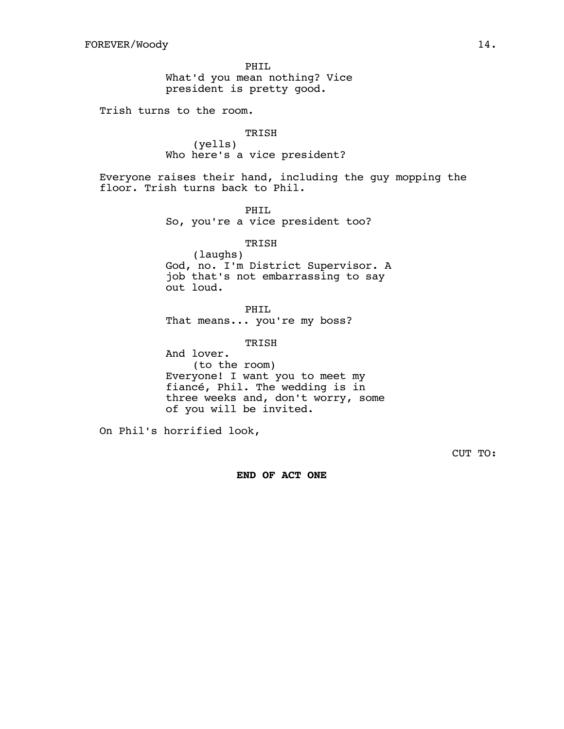PHIL
What'd you mean nothing? Vice president is pretty good.

Trish turns to the room.

TRISH
(yells)
Who here's a vice president?

Everyone raises their hand, including the guy mopping the floor. Trish turns back to Phil.

PHIL
So, you're a vice president too?

TRISH
(laughs)
God, no. I'm District Supervisor. A job that's not embarrassing to say out loud.

PHIL
That means... you're my boss?

TRISH
And lover.
(to the room)
Everyone! I want you to meet my fiancé, Phil. The wedding is in three weeks and, don't worry, some of you will be invited.

On Phil's horrified look,

CUT TO:

**END OF ACT ONE**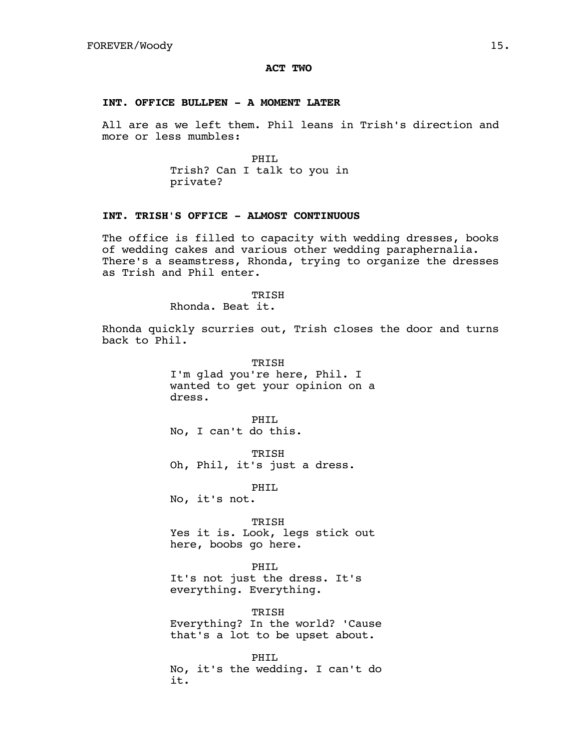**ACT TWO**

**INT. OFFICE BULLPEN - A MOMENT LATER**

All are as we left them. Phil leans in Trish's direction and more or less mumbles:

PHIL
Trish? Can I talk to you in private?

**INT. TRISH'S OFFICE - ALMOST CONTINUOUS**

The office is filled to capacity with wedding dresses, books of wedding cakes and various other wedding paraphernalia. There's a seamstress, Rhonda, trying to organize the dresses as Trish and Phil enter.

TRISH
Rhonda. Beat it.

Rhonda quickly scurries out, Trish closes the door and turns back to Phil.

TRISH
I'm glad you're here, Phil. I wanted to get your opinion on a dress.

PHIL
No, I can't do this.

TRISH
Oh, Phil, it's just a dress.

PHIL
No, it's not.

TRISH
Yes it is. Look, legs stick out here, boobs go here.

PHIL
It's not just the dress. It's everything. Everything.

TRISH
Everything? In the world? 'Cause that's a lot to be upset about.

PHIL
No, it's the wedding. I can't do it.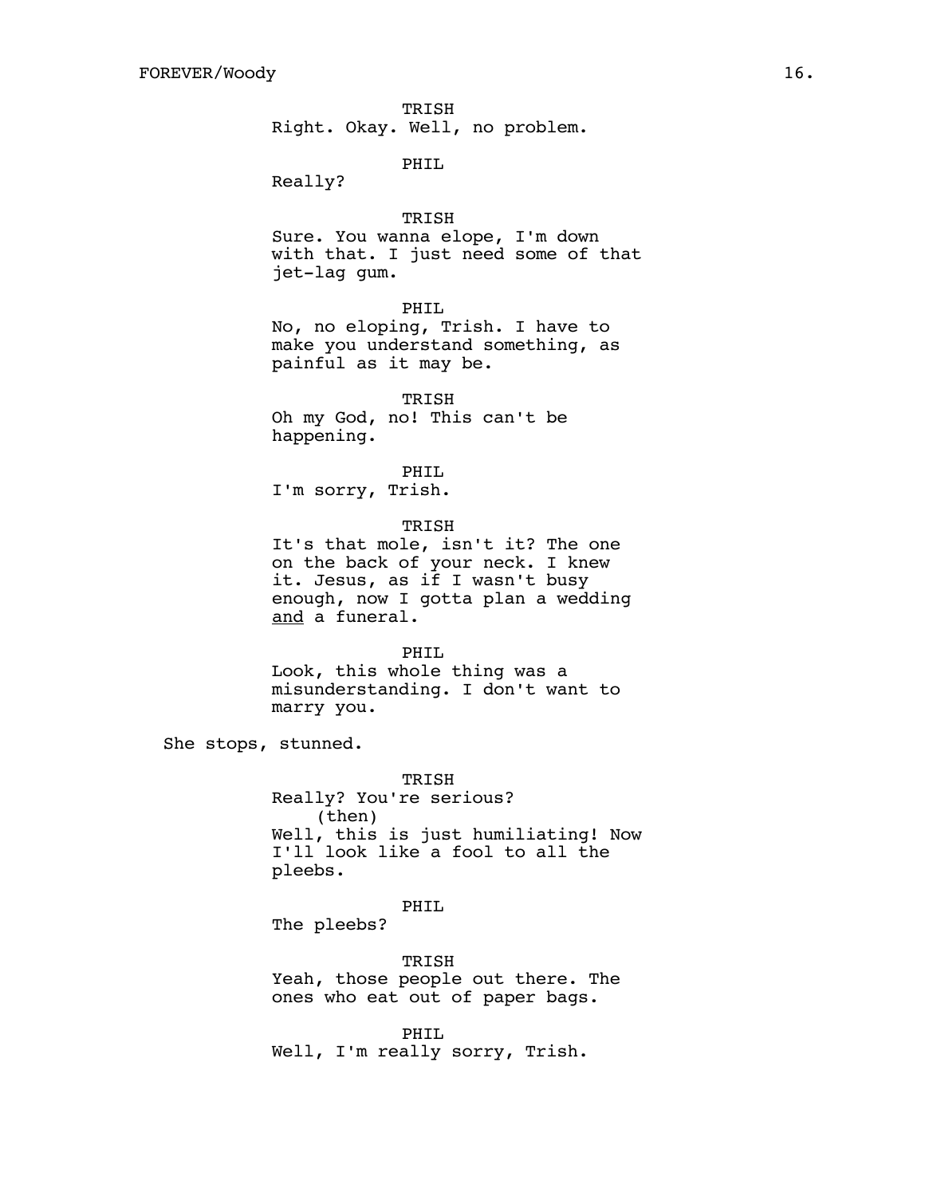TRISH
Right. Okay. Well, no problem.

PHIL
Really?

TRISH
Sure. You wanna elope, I'm down with that. I just need some of that jet-lag gum.

PHIL
No, no eloping, Trish. I have to make you understand something, as painful as it may be.

TRISH
Oh my God, no! This can't be happening.

PHIL
I'm sorry, Trish.

TRISH
It's that mole, isn't it? The one on the back of your neck. I knew it. Jesus, as if I wasn't busy enough, now I gotta plan a wedding <u>and</u> a funeral.

PHIL
Look, this whole thing was a misunderstanding. I don't want to marry you.

She stops, stunned.

TRISH
Really? You're serious?
(then)
Well, this is just humiliating! Now I'll look like a fool to all the pleebs.

PHIL
The pleebs?

TRISH
Yeah, those people out there. The ones who eat out of paper bags.

PHIL
Well, I'm really sorry, Trish.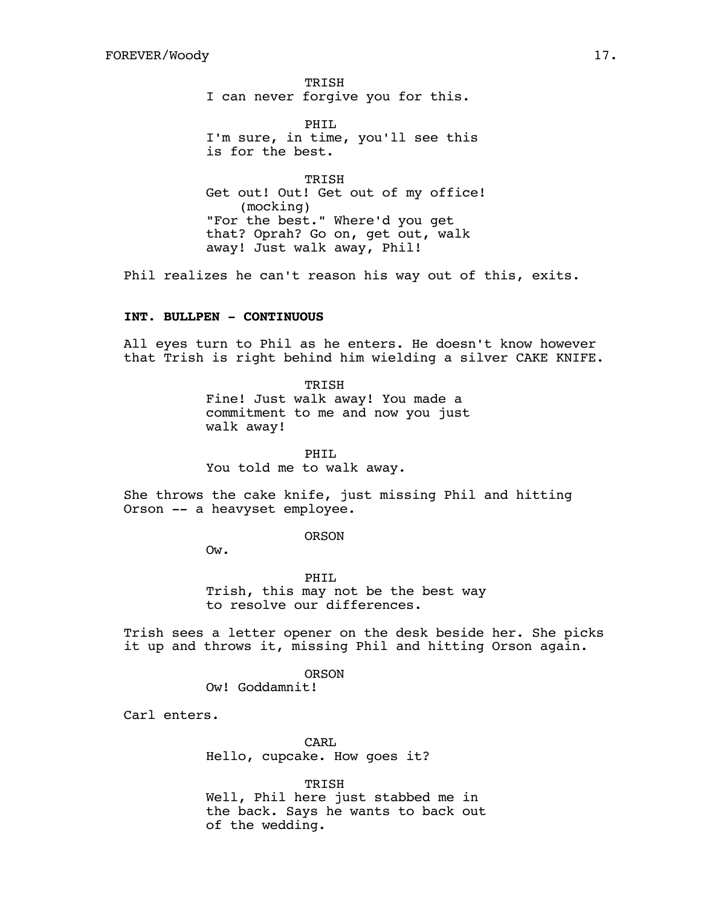TRISH
I can never forgive you for this.

PHIL
I'm sure, in time, you'll see this is for the best.

TRISH
Get out! Out! Get out of my office!
(mocking)
"For the best." Where'd you get that? Oprah? Go on, get out, walk away! Just walk away, Phil!

Phil realizes he can't reason his way out of this, exits.

**INT. BULLPEN - CONTINUOUS**

All eyes turn to Phil as he enters. He doesn't know however that Trish is right behind him wielding a silver CAKE KNIFE.

TRISH
Fine! Just walk away! You made a commitment to me and now you just walk away!

PHIL
You told me to walk away.

She throws the cake knife, just missing Phil and hitting Orson -- a heavyset employee.

ORSON
Ow.

PHIL
Trish, this may not be the best way to resolve our differences.

Trish sees a letter opener on the desk beside her. She picks it up and throws it, missing Phil and hitting Orson again.

ORSON
Ow! Goddamnit!

Carl enters.

CARL
Hello, cupcake. How goes it?

TRISH
Well, Phil here just stabbed me in the back. Says he wants to back out of the wedding.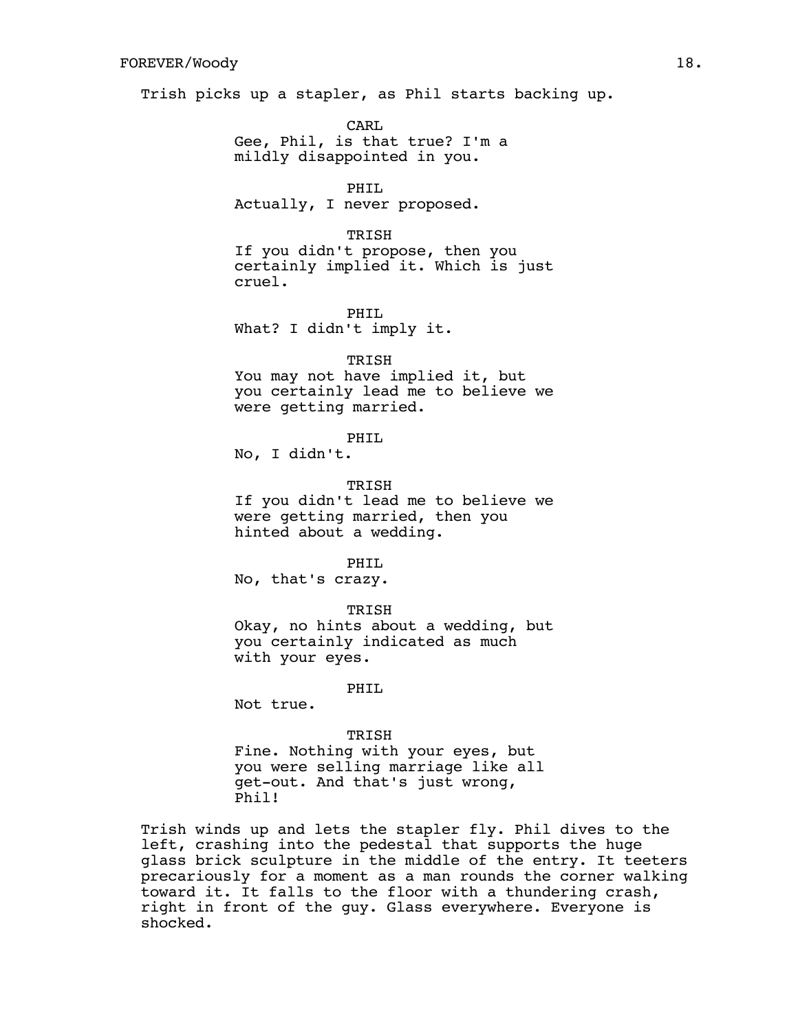Trish picks up a stapler, as Phil starts backing up.

CARL
Gee, Phil, is that true? I'm a mildly disappointed in you.

PHIL
Actually, I never proposed.

TRISH
If you didn't propose, then you certainly implied it. Which is just cruel.

PHIL
What? I didn't imply it.

TRISH
You may not have implied it, but you certainly lead me to believe we were getting married.

PHIL
No, I didn't.

TRISH
If you didn't lead me to believe we were getting married, then you hinted about a wedding.

PHIL
No, that's crazy.

TRISH
Okay, no hints about a wedding, but you certainly indicated as much with your eyes.

PHIL
Not true.

TRISH
Fine. Nothing with your eyes, but you were selling marriage like all get-out. And that's just wrong, Phil!

Trish winds up and lets the stapler fly. Phil dives to the left, crashing into the pedestal that supports the huge glass brick sculpture in the middle of the entry. It teeters precariously for a moment as a man rounds the corner walking toward it. It falls to the floor with a thundering crash, right in front of the guy. Glass everywhere. Everyone is shocked.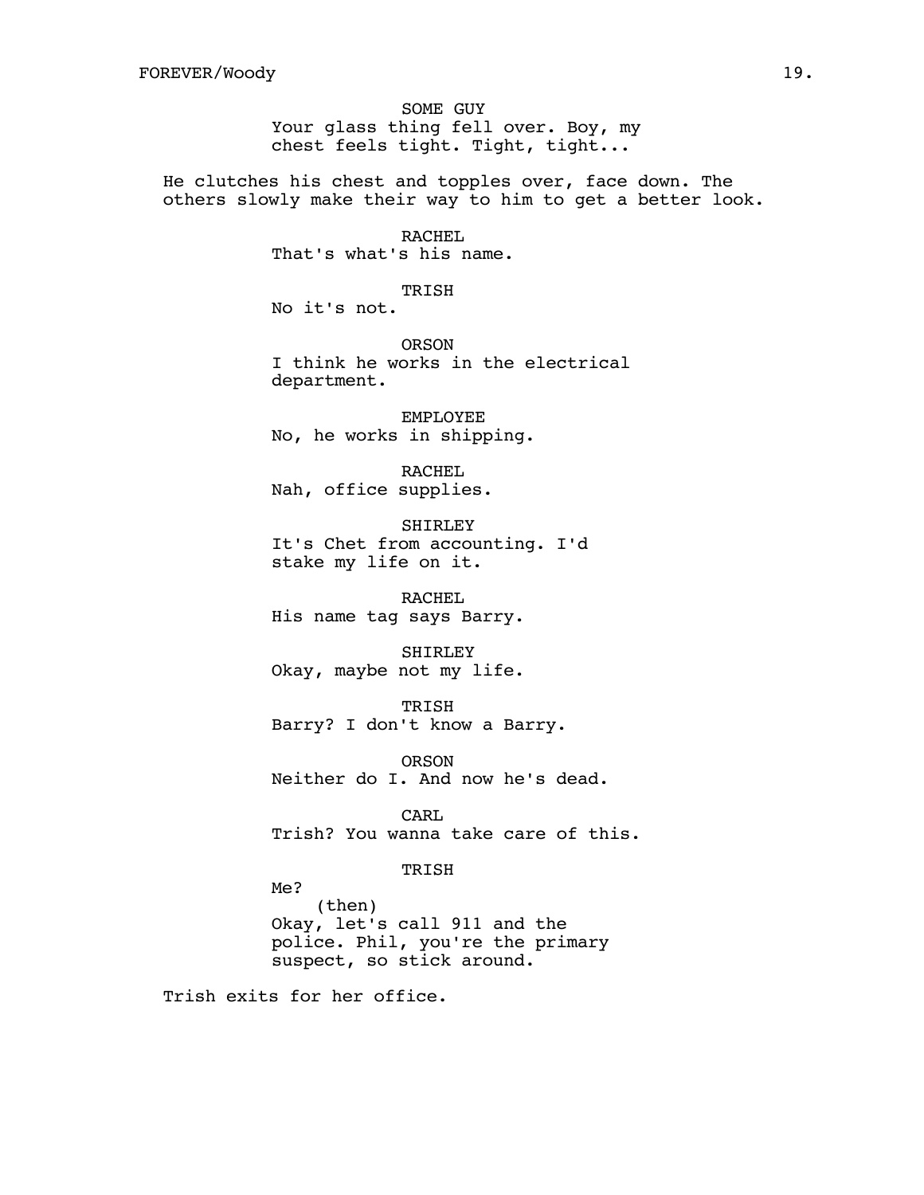SOME GUY
Your glass thing fell over. Boy, my chest feels tight. Tight, tight...

He clutches his chest and topples over, face down. The others slowly make their way to him to get a better look.

RACHEL
That's what's his name.

TRISH
No it's not.

ORSON
I think he works in the electrical department.

EMPLOYEE
No, he works in shipping.

RACHEL
Nah, office supplies.

SHIRLEY
It's Chet from accounting. I'd stake my life on it.

RACHEL
His name tag says Barry.

SHIRLEY
Okay, maybe not my life.

TRISH
Barry? I don't know a Barry.

ORSON
Neither do I. And now he's dead.

CARL
Trish? You wanna take care of this.

TRISH
Me?
(then)
Okay, let's call 911 and the police. Phil, you're the primary suspect, so stick around.

Trish exits for her office.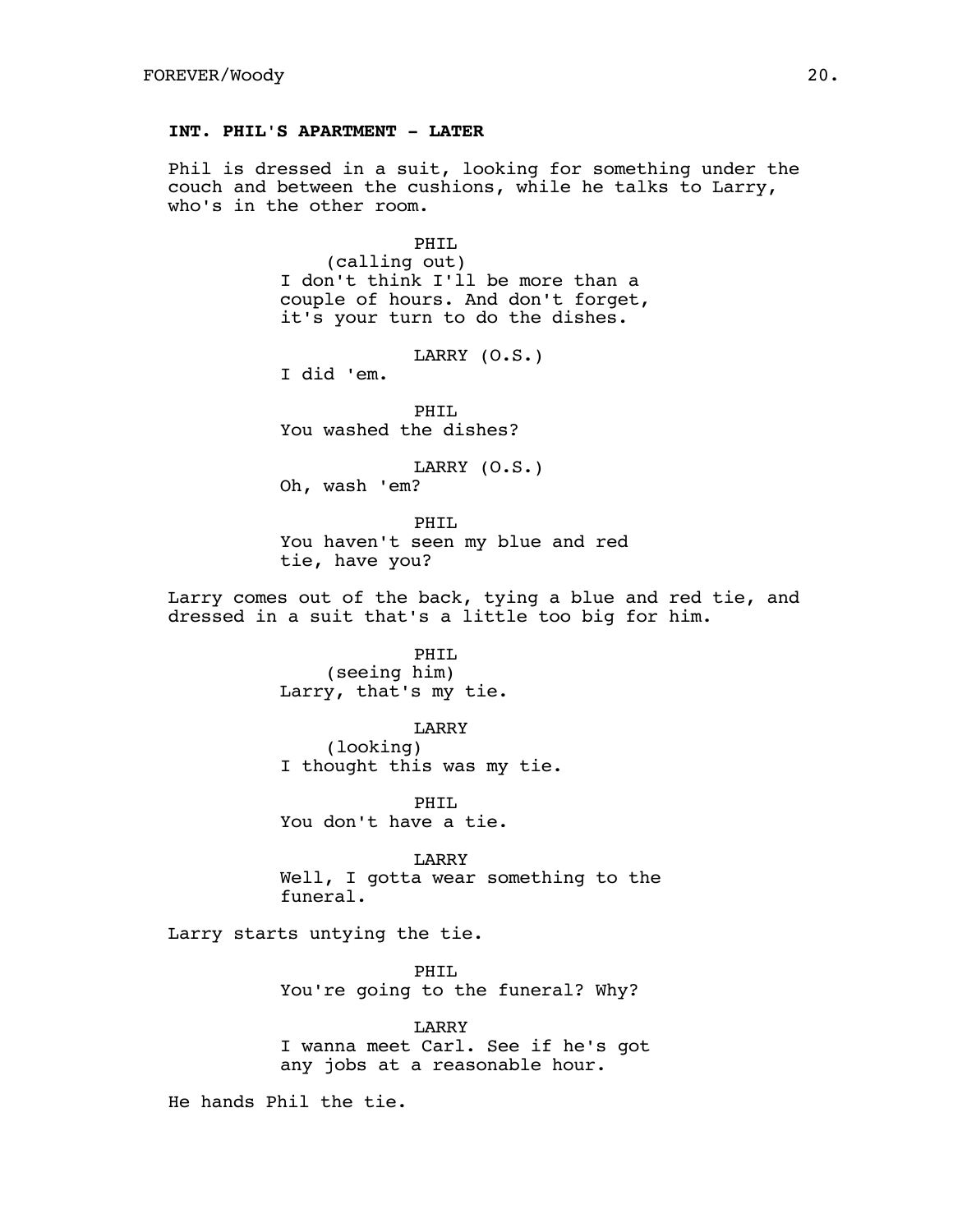**INT. PHIL'S APARTMENT - LATER**

Phil is dressed in a suit, looking for something under the couch and between the cushions, while he talks to Larry, who's in the other room.

PHIL
(calling out)
I don't think I'll be more than a couple of hours. And don't forget, it's your turn to do the dishes.

LARRY (O.S.)
I did 'em.

PHIL
You washed the dishes?

LARRY (O.S.)
Oh, wash 'em?

PHIL
You haven't seen my blue and red tie, have you?

Larry comes out of the back, tying a blue and red tie, and dressed in a suit that's a little too big for him.

PHIL
(seeing him)
Larry, that's my tie.

LARRY
(looking)
I thought this was my tie.

PHIL
You don't have a tie.

LARRY
Well, I gotta wear something to the funeral.

Larry starts untying the tie.

PHIL
You're going to the funeral? Why?

LARRY
I wanna meet Carl. See if he's got any jobs at a reasonable hour.

He hands Phil the tie.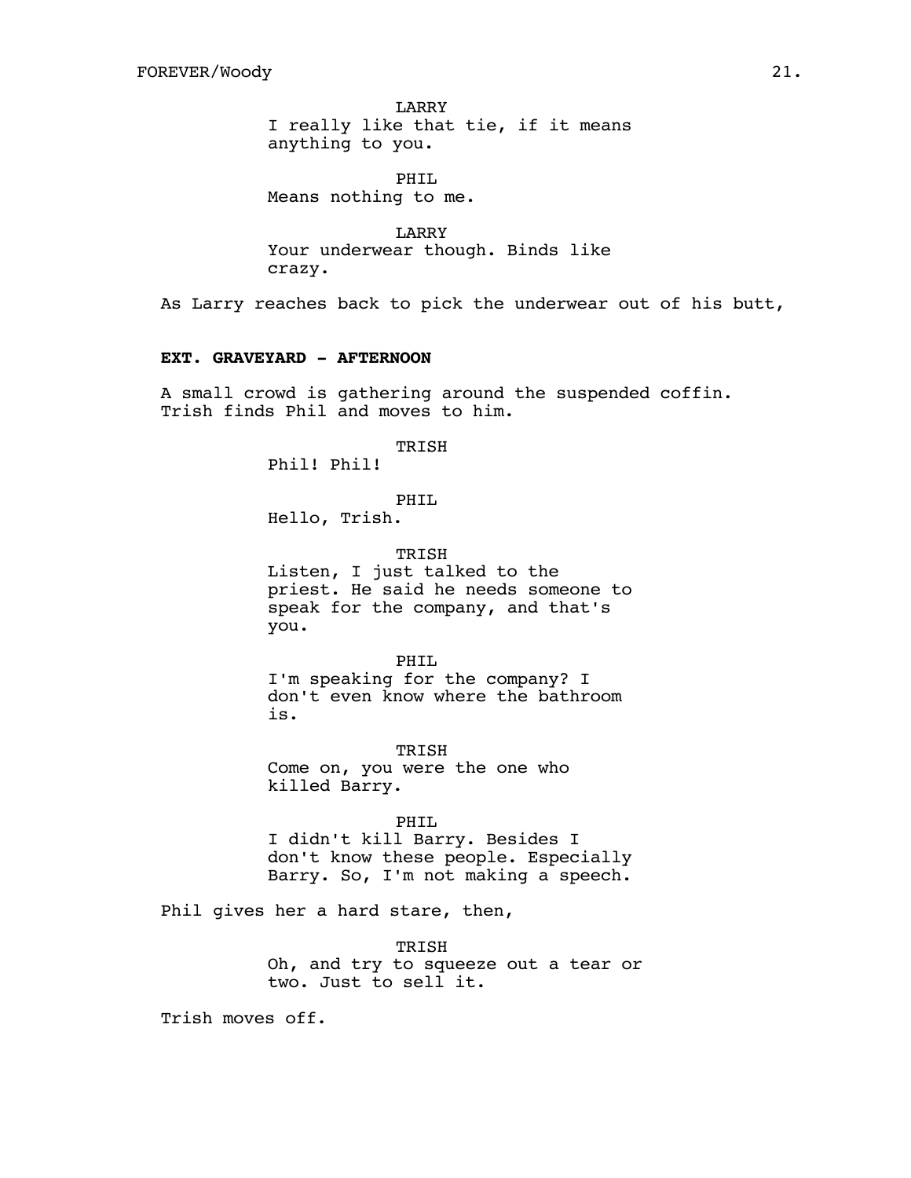LARRY
I really like that tie, if it means anything to you.

PHIL
Means nothing to me.

LARRY
Your underwear though. Binds like crazy.

As Larry reaches back to pick the underwear out of his butt,

**EXT. GRAVEYARD - AFTERNOON**

A small crowd is gathering around the suspended coffin. Trish finds Phil and moves to him.

TRISH
Phil! Phil!

PHIL
Hello, Trish.

TRISH
Listen, I just talked to the priest. He said he needs someone to speak for the company, and that's you.

PHIL
I'm speaking for the company? I don't even know where the bathroom is.

TRISH
Come on, you were the one who killed Barry.

PHIL
I didn't kill Barry. Besides I don't know these people. Especially Barry. So, I'm not making a speech.

Phil gives her a hard stare, then,

TRISH
Oh, and try to squeeze out a tear or two. Just to sell it.

Trish moves off.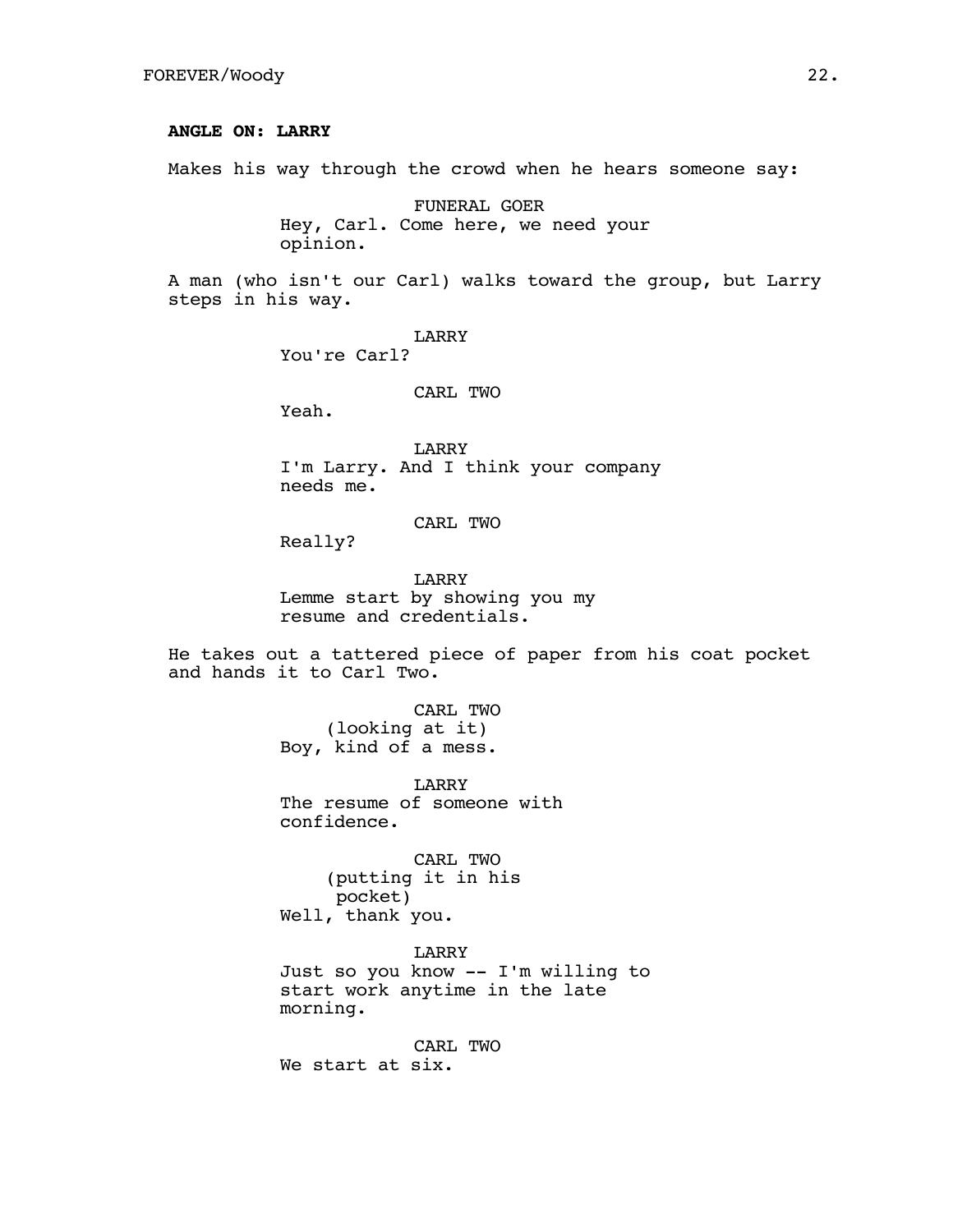**ANGLE ON: LARRY**

Makes his way through the crowd when he hears someone say:

FUNERAL GOER
Hey, Carl. Come here, we need your opinion.

A man (who isn't our Carl) walks toward the group, but Larry steps in his way.

LARRY
You're Carl?

CARL TWO
Yeah.

LARRY
I'm Larry. And I think your company needs me.

CARL TWO
Really?

LARRY
Lemme start by showing you my resume and credentials.

He takes out a tattered piece of paper from his coat pocket and hands it to Carl Two.

CARL TWO
(looking at it)
Boy, kind of a mess.

LARRY
The resume of someone with confidence.

CARL TWO
(putting it in his pocket)
Well, thank you.

LARRY
Just so you know -- I'm willing to start work anytime in the late morning.

CARL TWO
We start at six.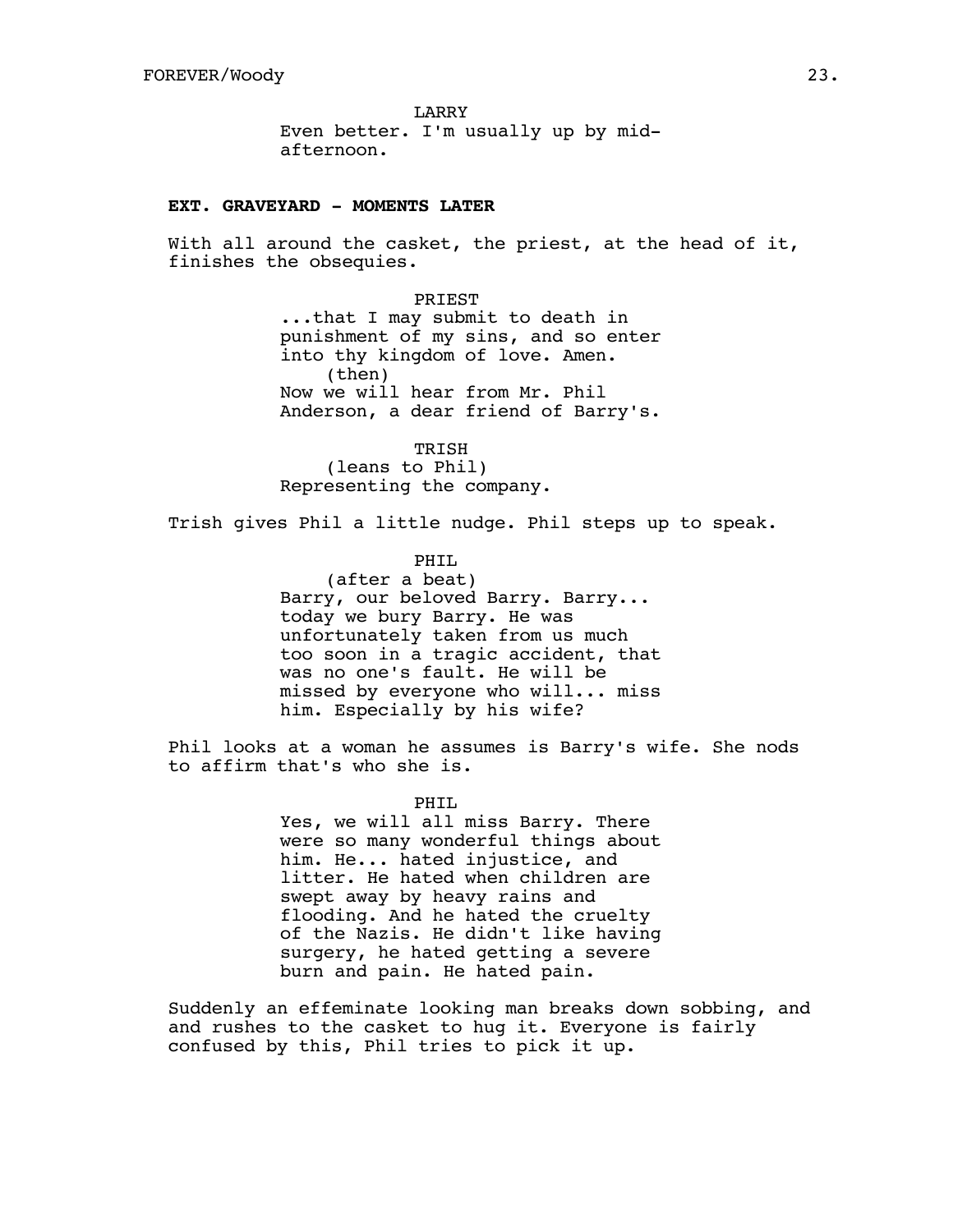LARRY

Even better. I'm usually up by mid-afternoon.

**EXT. GRAVEYARD - MOMENTS LATER**

With all around the casket, the priest, at the head of it, finishes the obsequies.

PRIEST

...that I may submit to death in punishment of my sins, and so enter into thy kingdom of love. Amen.

(then)

Now we will hear from Mr. Phil Anderson, a dear friend of Barry's.

TRISH

(leans to Phil)

Representing the company.

Trish gives Phil a little nudge. Phil steps up to speak.

PHIL

(after a beat)

Barry, our beloved Barry. Barry... today we bury Barry. He was unfortunately taken from us much too soon in a tragic accident, that was no one's fault. He will be missed by everyone who will... miss him. Especially by his wife?

Phil looks at a woman he assumes is Barry's wife. She nods to affirm that's who she is.

PHIL

Yes, we will all miss Barry. There were so many wonderful things about him. He... hated injustice, and litter. He hated when children are swept away by heavy rains and flooding. And he hated the cruelty of the Nazis. He didn't like having surgery, he hated getting a severe burn and pain. He hated pain.

Suddenly an effeminate looking man breaks down sobbing, and and rushes to the casket to hug it. Everyone is fairly confused by this, Phil tries to pick it up.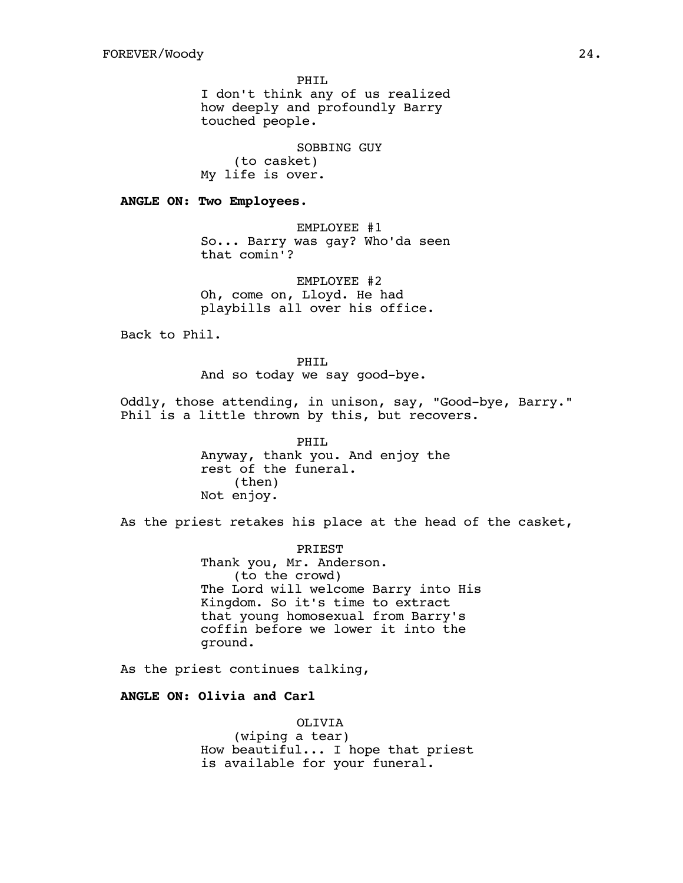PHIL
I don't think any of us realized how deeply and profoundly Barry touched people.

SOBBING GUY
(to casket)
My life is over.

**ANGLE ON: Two Employees.**

EMPLOYEE #1
So... Barry was gay? Who'da seen that comin'?

EMPLOYEE #2
Oh, come on, Lloyd. He had playbills all over his office.

Back to Phil.

PHIL
And so today we say good-bye.

Oddly, those attending, in unison, say, "Good-bye, Barry." Phil is a little thrown by this, but recovers.

PHIL
Anyway, thank you. And enjoy the rest of the funeral.
(then)
Not enjoy.

As the priest retakes his place at the head of the casket,

PRIEST
Thank you, Mr. Anderson.
(to the crowd)
The Lord will welcome Barry into His Kingdom. So it's time to extract that young homosexual from Barry's coffin before we lower it into the ground.

As the priest continues talking,

**ANGLE ON: Olivia and Carl**

OLIVIA
(wiping a tear)
How beautiful... I hope that priest is available for your funeral.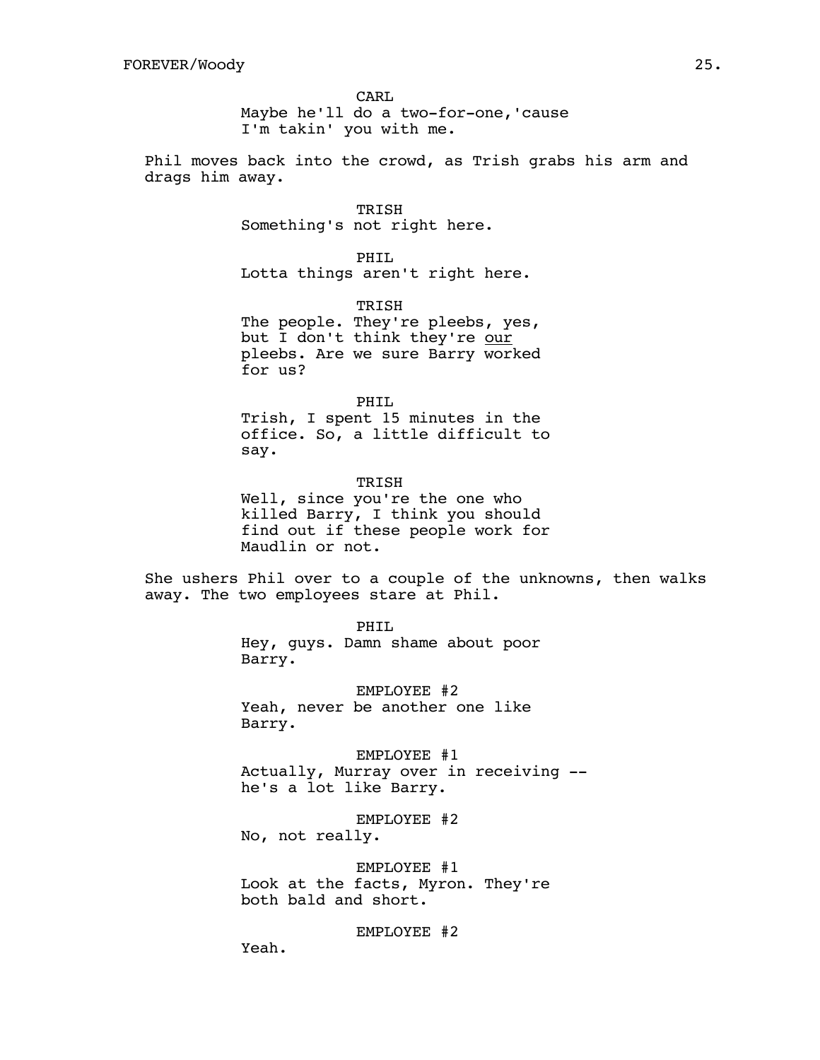CARL
Maybe he'll do a two-for-one,'cause I'm takin' you with me.

Phil moves back into the crowd, as Trish grabs his arm and drags him away.

TRISH
Something's not right here.

PHIL
Lotta things aren't right here.

TRISH
The people. They're pleebs, yes, but I don't think they're <u>our</u> pleebs. Are we sure Barry worked for us?

PHIL
Trish, I spent 15 minutes in the office. So, a little difficult to say.

TRISH
Well, since you're the one who killed Barry, I think you should find out if these people work for Maudlin or not.

She ushers Phil over to a couple of the unknowns, then walks away. The two employees stare at Phil.

PHIL
Hey, guys. Damn shame about poor Barry.

EMPLOYEE #2
Yeah, never be another one like Barry.

EMPLOYEE #1
Actually, Murray over in receiving -- he's a lot like Barry.

EMPLOYEE #2
No, not really.

EMPLOYEE #1
Look at the facts, Myron. They're both bald and short.

EMPLOYEE #2
Yeah.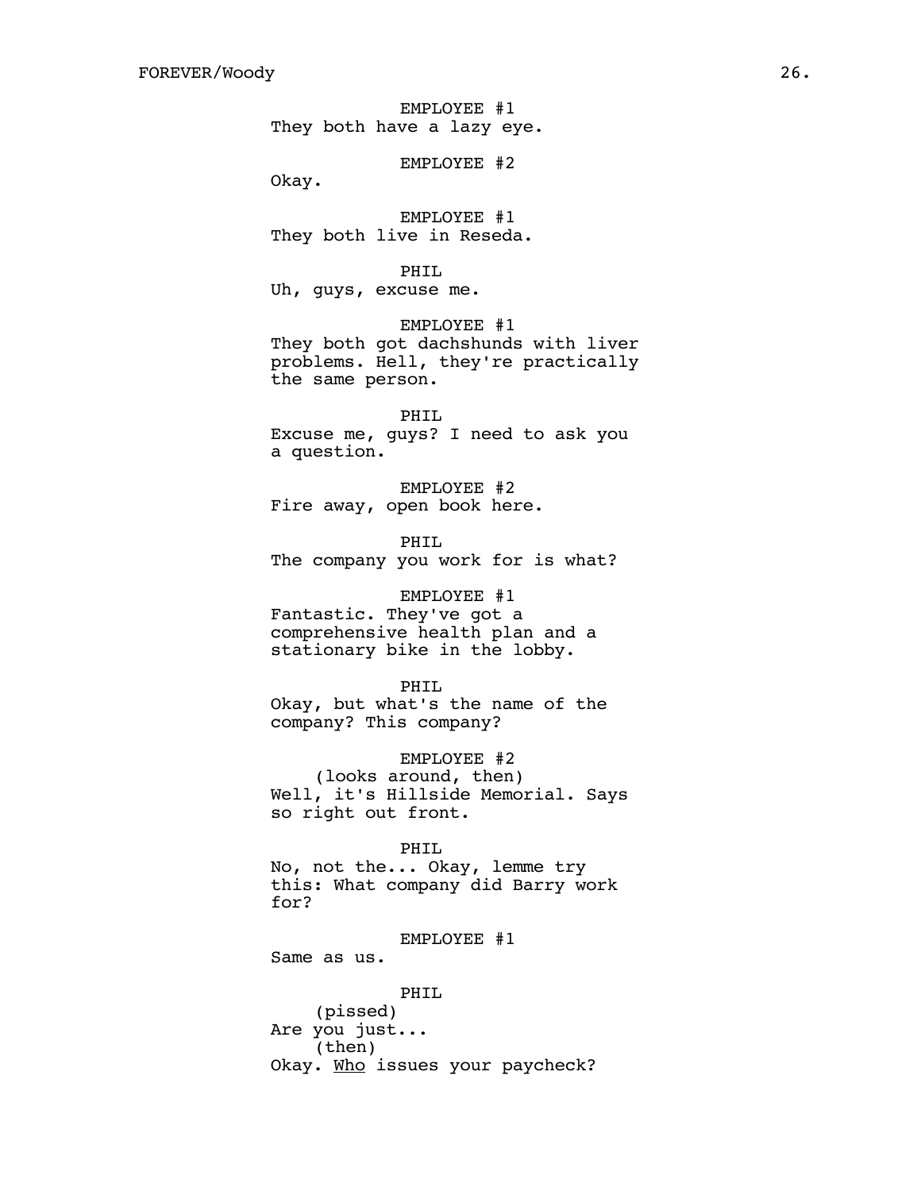EMPLOYEE #1
They both have a lazy eye.

EMPLOYEE #2
Okay.

EMPLOYEE #1
They both live in Reseda.

PHIL
Uh, guys, excuse me.

EMPLOYEE #1
They both got dachshunds with liver problems. Hell, they're practically the same person.

PHIL
Excuse me, guys? I need to ask you a question.

EMPLOYEE #2
Fire away, open book here.

PHIL
The company you work for is what?

EMPLOYEE #1
Fantastic. They've got a comprehensive health plan and a stationary bike in the lobby.

PHIL
Okay, but what's the name of the company? This company?

EMPLOYEE #2
(looks around, then)
Well, it's Hillside Memorial. Says so right out front.

PHIL
No, not the... Okay, lemme try this: What company did Barry work for?

EMPLOYEE #1
Same as us.

PHIL
(pissed)
Are you just...
(then)
Okay. <u>Who</u> issues your paycheck?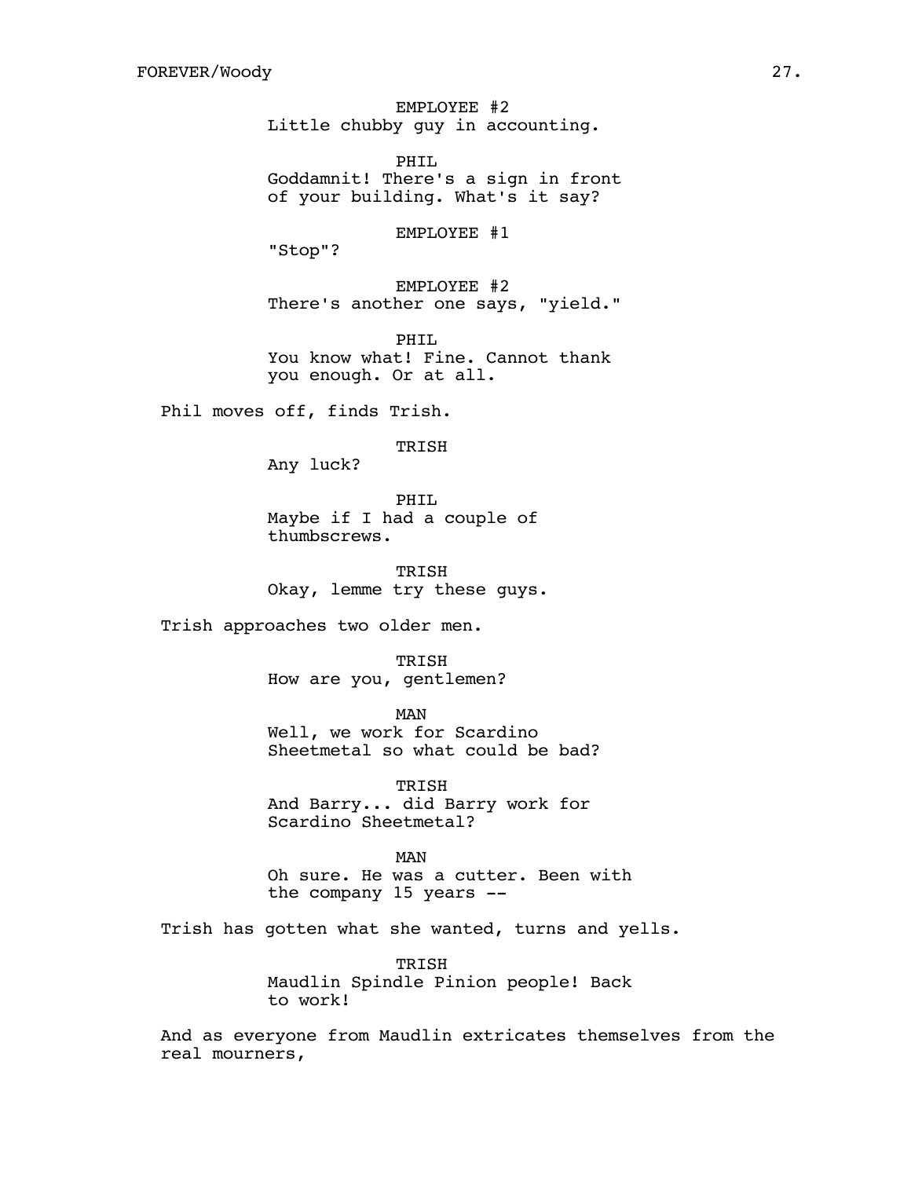EMPLOYEE #2
Little chubby guy in accounting.

PHIL
Goddamnit! There's a sign in front of your building. What's it say?

EMPLOYEE #1
"Stop"?

EMPLOYEE #2
There's another one says, "yield."

PHIL
You know what! Fine. Cannot thank you enough. Or at all.

Phil moves off, finds Trish.

TRISH
Any luck?

PHIL
Maybe if I had a couple of thumbscrews.

TRISH
Okay, lemme try these guys.

Trish approaches two older men.

TRISH
How are you, gentlemen?

MAN
Well, we work for Scardino Sheetmetal so what could be bad?

TRISH
And Barry... did Barry work for Scardino Sheetmetal?

MAN
Oh sure. He was a cutter. Been with the company 15 years --

Trish has gotten what she wanted, turns and yells.

TRISH
Maudlin Spindle Pinion people! Back to work!

And as everyone from Maudlin extricates themselves from the real mourners,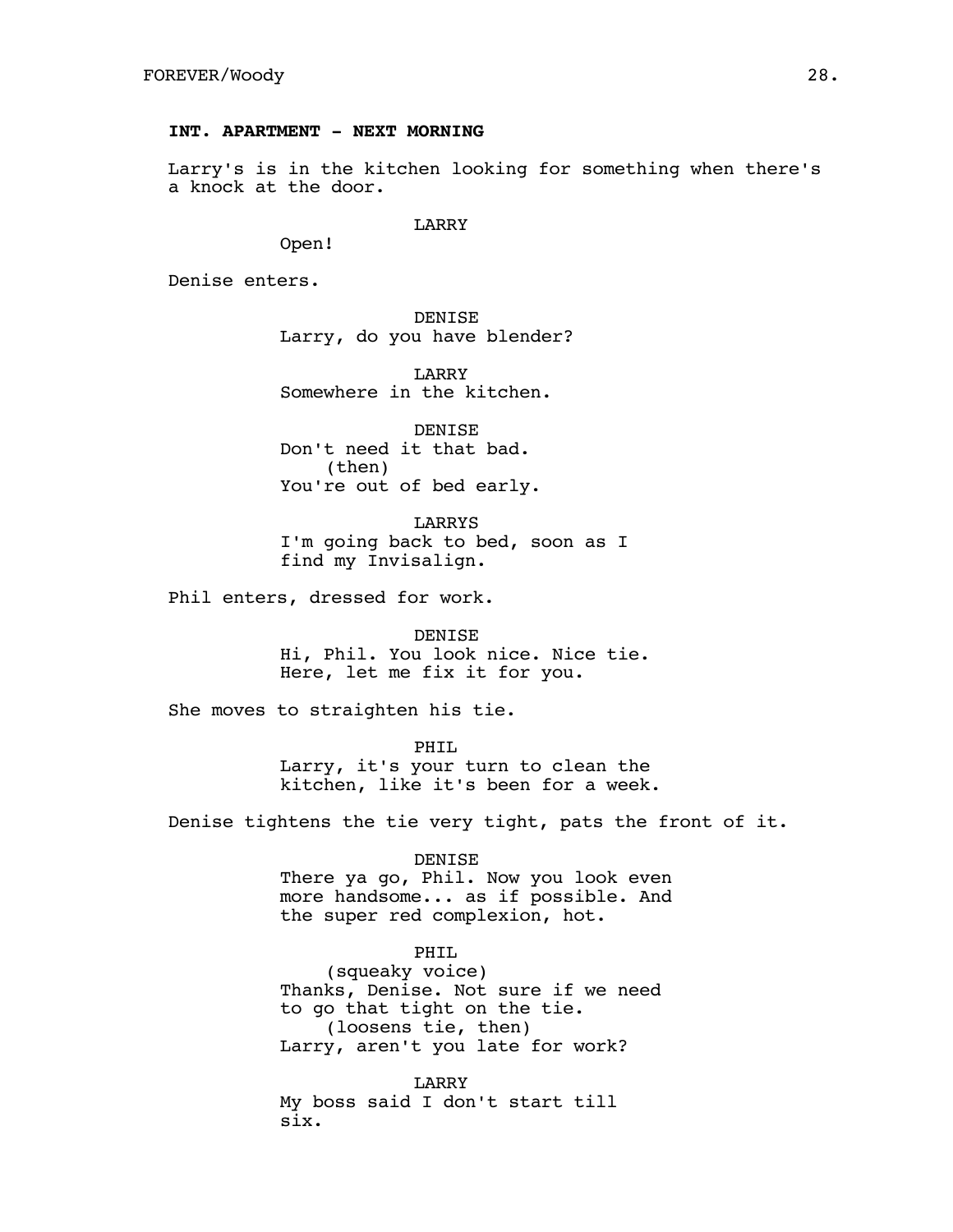**INT. APARTMENT - NEXT MORNING**

Larry's is in the kitchen looking for something when there's a knock at the door.

LARRY
Open!

Denise enters.

DENISE
Larry, do you have blender?

LARRY
Somewhere in the kitchen.

DENISE
Don't need it that bad.
(then)
You're out of bed early.

LARRYS
I'm going back to bed, soon as I find my Invisalign.

Phil enters, dressed for work.

DENISE
Hi, Phil. You look nice. Nice tie. Here, let me fix it for you.

She moves to straighten his tie.

PHIL
Larry, it's your turn to clean the kitchen, like it's been for a week.

Denise tightens the tie very tight, pats the front of it.

DENISE
There ya go, Phil. Now you look even more handsome... as if possible. And the super red complexion, hot.

PHIL
(squeaky voice)
Thanks, Denise. Not sure if we need to go that tight on the tie.
(loosens tie, then)
Larry, aren't you late for work?

LARRY
My boss said I don't start till six.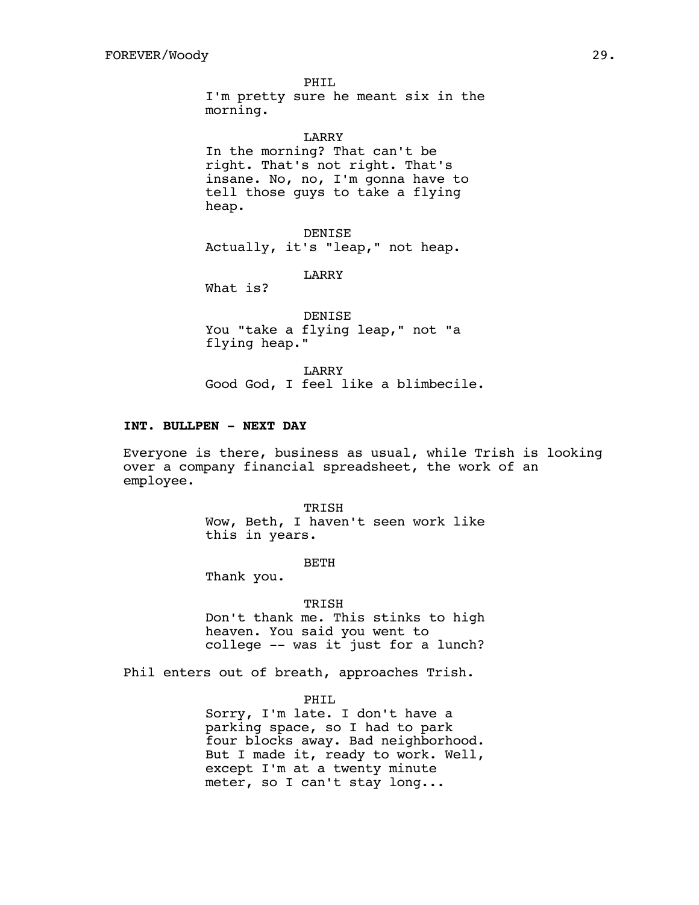PHIL

I'm pretty sure he meant six in the morning.

LARRY

In the morning? That can't be right. That's not right. That's insane. No, no, I'm gonna have to tell those guys to take a flying heap.

DENISE

Actually, it's "leap," not heap.

LARRY

What is?

DENISE

You "take a flying leap," not "a flying heap."

LARRY

Good God, I feel like a blimbecile.

**INT. BULLPEN - NEXT DAY**

Everyone is there, business as usual, while Trish is looking over a company financial spreadsheet, the work of an employee.

TRISH

Wow, Beth, I haven't seen work like this in years.

BETH

Thank you.

TRISH

Don't thank me. This stinks to high heaven. You said you went to college -- was it just for a lunch?

Phil enters out of breath, approaches Trish.

PHIL

Sorry, I'm late. I don't have a parking space, so I had to park four blocks away. Bad neighborhood. But I made it, ready to work. Well, except I'm at a twenty minute meter, so I can't stay long...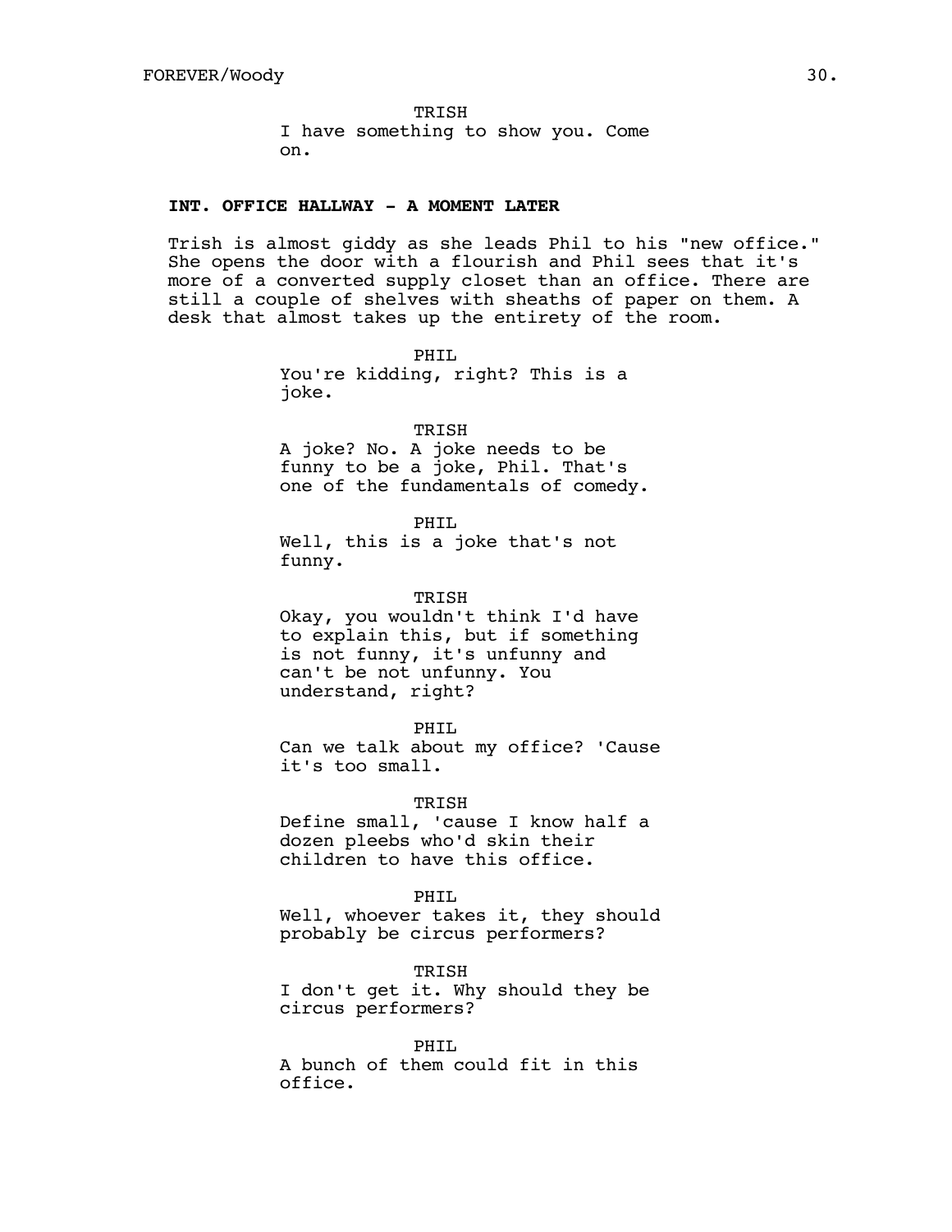TRISH

I have something to show you. Come on.

**INT. OFFICE HALLWAY - A MOMENT LATER**

Trish is almost giddy as she leads Phil to his "new office." She opens the door with a flourish and Phil sees that it's more of a converted supply closet than an office. There are still a couple of shelves with sheaths of paper on them. A desk that almost takes up the entirety of the room.

PHIL

You're kidding, right? This is a joke.

TRISH

A joke? No. A joke needs to be funny to be a joke, Phil. That's one of the fundamentals of comedy.

PHIL

Well, this is a joke that's not funny.

TRISH

Okay, you wouldn't think I'd have to explain this, but if something is not funny, it's unfunny and can't be not unfunny. You understand, right?

PHIL

Can we talk about my office? 'Cause it's too small.

TRISH

Define small, 'cause I know half a dozen pleebs who'd skin their children to have this office.

PHIL

Well, whoever takes it, they should probably be circus performers?

TRISH

I don't get it. Why should they be circus performers?

PHIL

A bunch of them could fit in this office.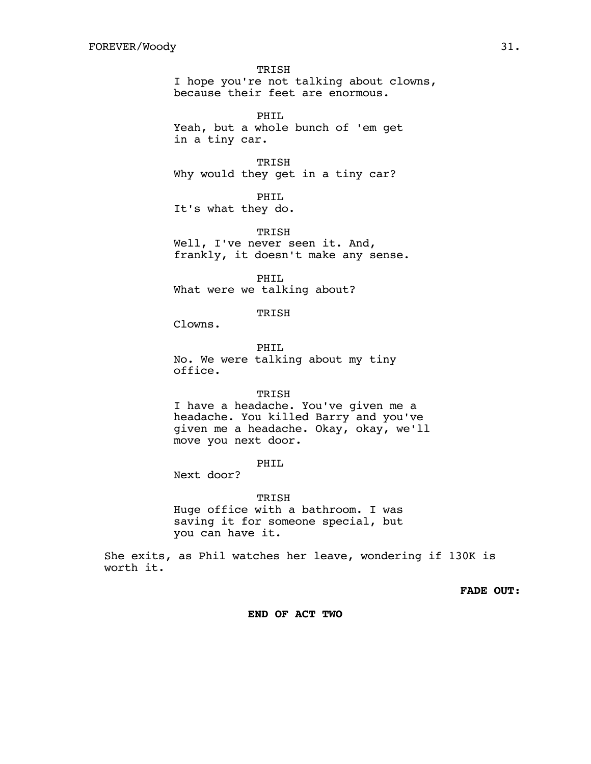TRISH
I hope you're not talking about clowns, because their feet are enormous.

PHIL
Yeah, but a whole bunch of 'em get in a tiny car.

TRISH
Why would they get in a tiny car?

PHIL
It's what they do.

TRISH
Well, I've never seen it. And, frankly, it doesn't make any sense.

PHIL
What were we talking about?

TRISH
Clowns.

PHIL
No. We were talking about my tiny office.

TRISH
I have a headache. You've given me a headache. You killed Barry and you've given me a headache. Okay, okay, we'll move you next door.

PHIL
Next door?

TRISH
Huge office with a bathroom. I was saving it for someone special, but you can have it.

She exits, as Phil watches her leave, wondering if 130K is worth it.

**FADE OUT:**

**END OF ACT TWO**